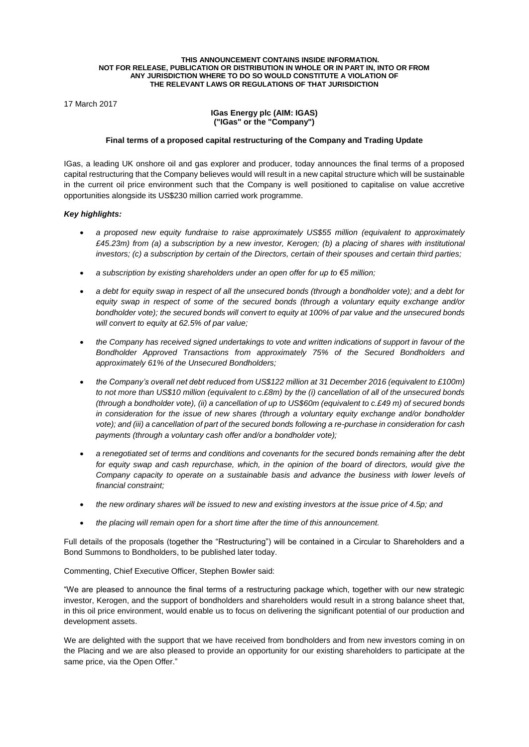**THIS ANNOUNCEMENT CONTAINS INSIDE INFORMATION.**
**NOT FOR RELEASE, PUBLICATION OR DISTRIBUTION IN WHOLE OR IN PART IN, INTO OR FROM ANY JURISDICTION WHERE TO DO SO WOULD CONSTITUTE A VIOLATION OF THE RELEVANT LAWS OR REGULATIONS OF THAT JURISDICTION**

17 March 2017

**IGas Energy plc (AIM: IGAS)**
**("IGas" or the "Company")**

**Final terms of a proposed capital restructuring of the Company and Trading Update**

IGas, a leading UK onshore oil and gas explorer and producer, today announces the final terms of a proposed capital restructuring that the Company believes would will result in a new capital structure which will be sustainable in the current oil price environment such that the Company is well positioned to capitalise on value accretive opportunities alongside its US$230 million carried work programme.

***Key highlights:***

- *a proposed new equity fundraise to raise approximately US$55 million (equivalent to approximately £45.23m) from (a) a subscription by a new investor, Kerogen; (b) a placing of shares with institutional investors; (c) a subscription by certain of the Directors, certain of their spouses and certain third parties;*
- *a subscription by existing shareholders under an open offer for up to €5 million;*
- *a debt for equity swap in respect of all the unsecured bonds (through a bondholder vote); and a debt for equity swap in respect of some of the secured bonds (through a voluntary equity exchange and/or bondholder vote); the secured bonds will convert to equity at 100% of par value and the unsecured bonds will convert to equity at 62.5% of par value;*
- *the Company has received signed undertakings to vote and written indications of support in favour of the Bondholder Approved Transactions from approximately 75% of the Secured Bondholders and approximately 61% of the Unsecured Bondholders;*
- *the Company's overall net debt reduced from US$122 million at 31 December 2016 (equivalent to £100m) to not more than US$10 million (equivalent to c.£8m) by the (i) cancellation of all of the unsecured bonds (through a bondholder vote), (ii) a cancellation of up to US$60m (equivalent to c.£49 m) of secured bonds in consideration for the issue of new shares (through a voluntary equity exchange and/or bondholder vote); and (iii) a cancellation of part of the secured bonds following a re-purchase in consideration for cash payments (through a voluntary cash offer and/or a bondholder vote);*
- *a renegotiated set of terms and conditions and covenants for the secured bonds remaining after the debt for equity swap and cash repurchase, which, in the opinion of the board of directors, would give the Company capacity to operate on a sustainable basis and advance the business with lower levels of financial constraint;*
- *the new ordinary shares will be issued to new and existing investors at the issue price of 4.5p; and*
- *the placing will remain open for a short time after the time of this announcement.*

Full details of the proposals (together the "Restructuring") will be contained in a Circular to Shareholders and a Bond Summons to Bondholders, to be published later today.

Commenting, Chief Executive Officer, Stephen Bowler said:

"We are pleased to announce the final terms of a restructuring package which, together with our new strategic investor, Kerogen, and the support of bondholders and shareholders would result in a strong balance sheet that, in this oil price environment, would enable us to focus on delivering the significant potential of our production and development assets.

We are delighted with the support that we have received from bondholders and from new investors coming in on the Placing and we are also pleased to provide an opportunity for our existing shareholders to participate at the same price, via the Open Offer."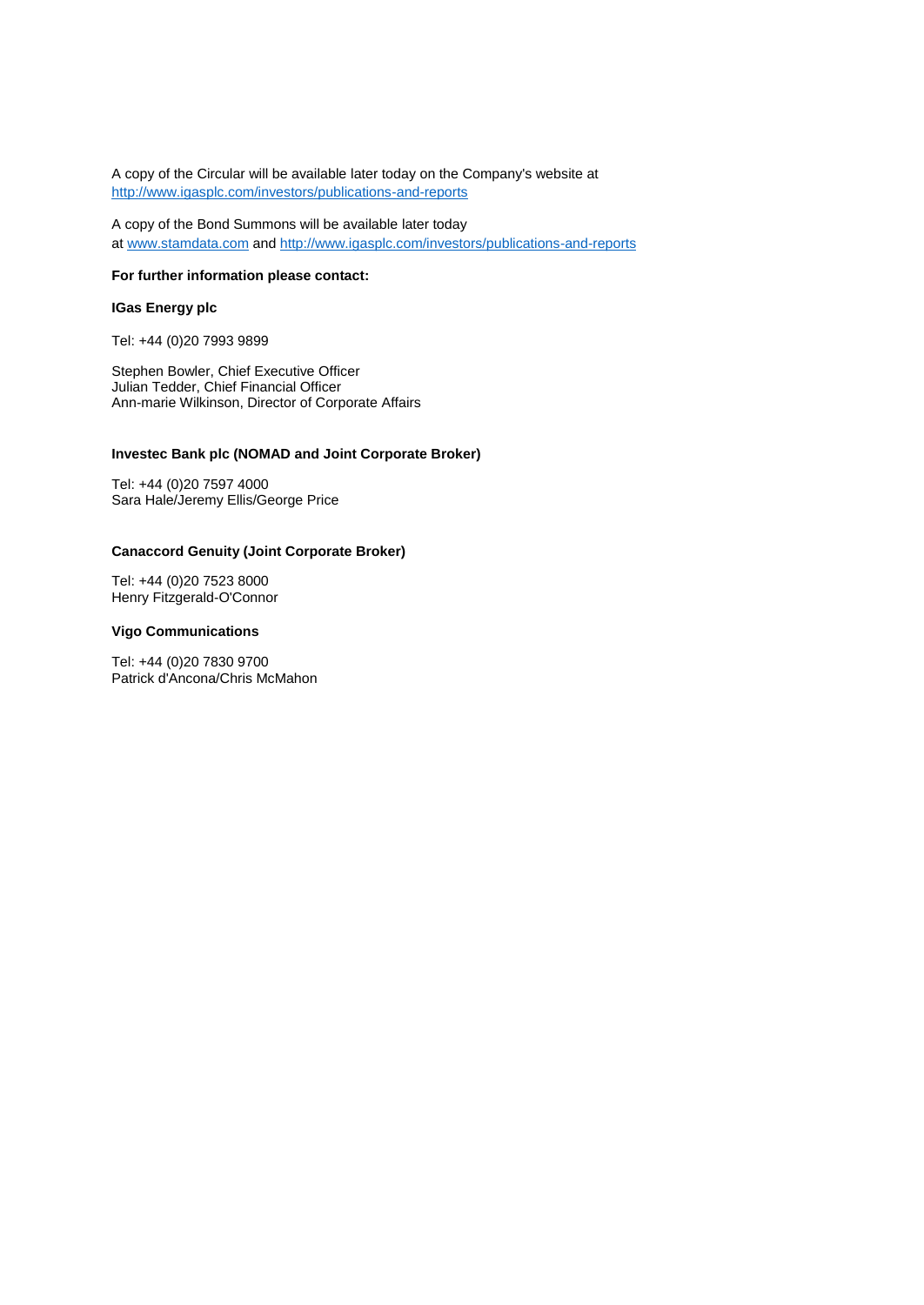A copy of the Circular will be available later today on the Company's website at [http://www.igasplc.com/investors/publications-and-reports](http://www.igasplc.com/investors/publications-and-reports)

A copy of the Bond Summons will be available later today at [www.stamdata.com](http://www.stamdata.com) and [http://www.igasplc.com/investors/publications-and-reports](http://www.igasplc.com/investors/publications-and-reports)

**For further information please contact:**

**IGas Energy plc**

Tel: +44 (0)20 7993 9899

Stephen Bowler, Chief Executive Officer
Julian Tedder, Chief Financial Officer
Ann-marie Wilkinson, Director of Corporate Affairs

**Investec Bank plc (NOMAD and Joint Corporate Broker)**

Tel: +44 (0)20 7597 4000
Sara Hale/Jeremy Ellis/George Price

**Canaccord Genuity (Joint Corporate Broker)**

Tel: +44 (0)20 7523 8000
Henry Fitzgerald-O'Connor

**Vigo Communications**

Tel: +44 (0)20 7830 9700
Patrick d'Ancona/Chris McMahon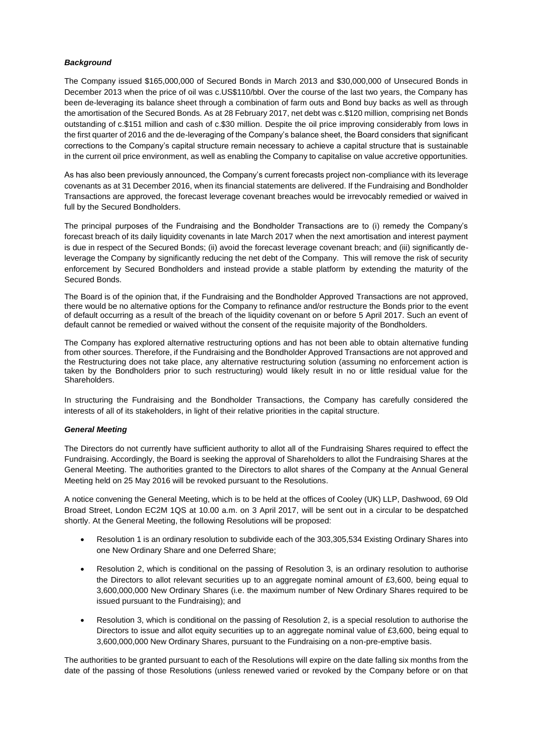***Background***

The Company issued \$165,000,000 of Secured Bonds in March 2013 and \$30,000,000 of Unsecured Bonds in December 2013 when the price of oil was c.US\$110/bbl. Over the course of the last two years, the Company has been de-leveraging its balance sheet through a combination of farm outs and Bond buy backs as well as through the amortisation of the Secured Bonds. As at 28 February 2017, net debt was c.\$120 million, comprising net Bonds outstanding of c.\$151 million and cash of c.\$30 million. Despite the oil price improving considerably from lows in the first quarter of 2016 and the de-leveraging of the Company's balance sheet, the Board considers that significant corrections to the Company's capital structure remain necessary to achieve a capital structure that is sustainable in the current oil price environment, as well as enabling the Company to capitalise on value accretive opportunities.

As has also been previously announced, the Company's current forecasts project non-compliance with its leverage covenants as at 31 December 2016, when its financial statements are delivered. If the Fundraising and Bondholder Transactions are approved, the forecast leverage covenant breaches would be irrevocably remedied or waived in full by the Secured Bondholders.

The principal purposes of the Fundraising and the Bondholder Transactions are to (i) remedy the Company's forecast breach of its daily liquidity covenants in late March 2017 when the next amortisation and interest payment is due in respect of the Secured Bonds; (ii) avoid the forecast leverage covenant breach; and (iii) significantly de-leverage the Company by significantly reducing the net debt of the Company. This will remove the risk of security enforcement by Secured Bondholders and instead provide a stable platform by extending the maturity of the Secured Bonds.

The Board is of the opinion that, if the Fundraising and the Bondholder Approved Transactions are not approved, there would be no alternative options for the Company to refinance and/or restructure the Bonds prior to the event of default occurring as a result of the breach of the liquidity covenant on or before 5 April 2017. Such an event of default cannot be remedied or waived without the consent of the requisite majority of the Bondholders.

The Company has explored alternative restructuring options and has not been able to obtain alternative funding from other sources. Therefore, if the Fundraising and the Bondholder Approved Transactions are not approved and the Restructuring does not take place, any alternative restructuring solution (assuming no enforcement action is taken by the Bondholders prior to such restructuring) would likely result in no or little residual value for the Shareholders.

In structuring the Fundraising and the Bondholder Transactions, the Company has carefully considered the interests of all of its stakeholders, in light of their relative priorities in the capital structure.

***General Meeting***

The Directors do not currently have sufficient authority to allot all of the Fundraising Shares required to effect the Fundraising. Accordingly, the Board is seeking the approval of Shareholders to allot the Fundraising Shares at the General Meeting. The authorities granted to the Directors to allot shares of the Company at the Annual General Meeting held on 25 May 2016 will be revoked pursuant to the Resolutions.

A notice convening the General Meeting, which is to be held at the offices of Cooley (UK) LLP, Dashwood, 69 Old Broad Street, London EC2M 1QS at 10.00 a.m. on 3 April 2017, will be sent out in a circular to be despatched shortly. At the General Meeting, the following Resolutions will be proposed:

- Resolution 1 is an ordinary resolution to subdivide each of the 303,305,534 Existing Ordinary Shares into one New Ordinary Share and one Deferred Share;
- Resolution 2, which is conditional on the passing of Resolution 3, is an ordinary resolution to authorise the Directors to allot relevant securities up to an aggregate nominal amount of £3,600, being equal to 3,600,000,000 New Ordinary Shares (i.e. the maximum number of New Ordinary Shares required to be issued pursuant to the Fundraising); and
- Resolution 3, which is conditional on the passing of Resolution 2, is a special resolution to authorise the Directors to issue and allot equity securities up to an aggregate nominal value of £3,600, being equal to 3,600,000,000 New Ordinary Shares, pursuant to the Fundraising on a non-pre-emptive basis.

The authorities to be granted pursuant to each of the Resolutions will expire on the date falling six months from the date of the passing of those Resolutions (unless renewed varied or revoked by the Company before or on that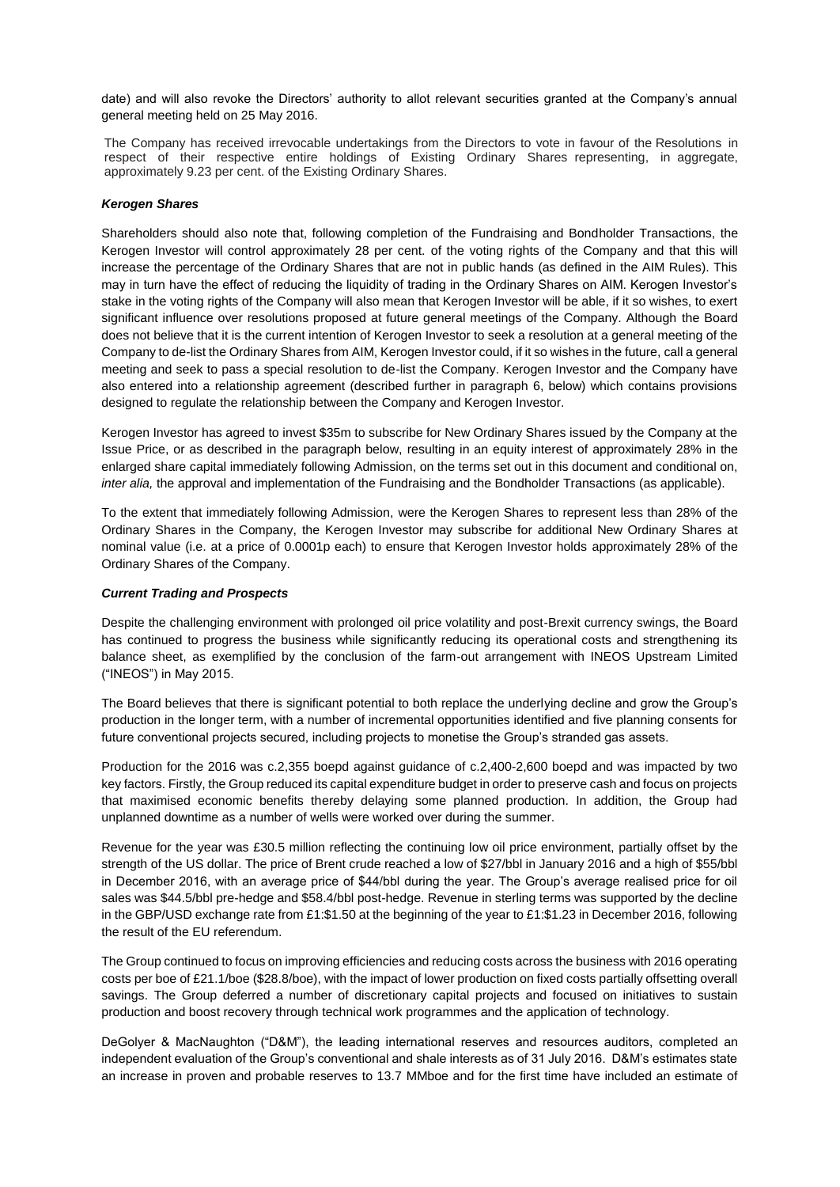date) and will also revoke the Directors' authority to allot relevant securities granted at the Company's annual general meeting held on 25 May 2016.

The Company has received irrevocable undertakings from the Directors to vote in favour of the Resolutions in respect of their respective entire holdings of Existing Ordinary Shares representing, in aggregate, approximately 9.23 per cent. of the Existing Ordinary Shares.

***Kerogen Shares***

Shareholders should also note that, following completion of the Fundraising and Bondholder Transactions, the Kerogen Investor will control approximately 28 per cent. of the voting rights of the Company and that this will increase the percentage of the Ordinary Shares that are not in public hands (as defined in the AIM Rules). This may in turn have the effect of reducing the liquidity of trading in the Ordinary Shares on AIM. Kerogen Investor's stake in the voting rights of the Company will also mean that Kerogen Investor will be able, if it so wishes, to exert significant influence over resolutions proposed at future general meetings of the Company. Although the Board does not believe that it is the current intention of Kerogen Investor to seek a resolution at a general meeting of the Company to de-list the Ordinary Shares from AIM, Kerogen Investor could, if it so wishes in the future, call a general meeting and seek to pass a special resolution to de-list the Company. Kerogen Investor and the Company have also entered into a relationship agreement (described further in paragraph 6, below) which contains provisions designed to regulate the relationship between the Company and Kerogen Investor.

Kerogen Investor has agreed to invest $35m to subscribe for New Ordinary Shares issued by the Company at the Issue Price, or as described in the paragraph below, resulting in an equity interest of approximately 28% in the enlarged share capital immediately following Admission, on the terms set out in this document and conditional on, *inter alia,* the approval and implementation of the Fundraising and the Bondholder Transactions (as applicable).

To the extent that immediately following Admission, were the Kerogen Shares to represent less than 28% of the Ordinary Shares in the Company, the Kerogen Investor may subscribe for additional New Ordinary Shares at nominal value (i.e. at a price of 0.0001p each) to ensure that Kerogen Investor holds approximately 28% of the Ordinary Shares of the Company.

***Current Trading and Prospects***

Despite the challenging environment with prolonged oil price volatility and post-Brexit currency swings, the Board has continued to progress the business while significantly reducing its operational costs and strengthening its balance sheet, as exemplified by the conclusion of the farm-out arrangement with INEOS Upstream Limited ("INEOS") in May 2015.

The Board believes that there is significant potential to both replace the underlying decline and grow the Group's production in the longer term, with a number of incremental opportunities identified and five planning consents for future conventional projects secured, including projects to monetise the Group's stranded gas assets.

Production for the 2016 was c.2,355 boepd against guidance of c.2,400-2,600 boepd and was impacted by two key factors. Firstly, the Group reduced its capital expenditure budget in order to preserve cash and focus on projects that maximised economic benefits thereby delaying some planned production. In addition, the Group had unplanned downtime as a number of wells were worked over during the summer.

Revenue for the year was £30.5 million reflecting the continuing low oil price environment, partially offset by the strength of the US dollar. The price of Brent crude reached a low of $27/bbl in January 2016 and a high of $55/bbl in December 2016, with an average price of $44/bbl during the year. The Group's average realised price for oil sales was $44.5/bbl pre-hedge and $58.4/bbl post-hedge. Revenue in sterling terms was supported by the decline in the GBP/USD exchange rate from £1:$1.50 at the beginning of the year to £1:$1.23 in December 2016, following the result of the EU referendum.

The Group continued to focus on improving efficiencies and reducing costs across the business with 2016 operating costs per boe of £21.1/boe ($28.8/boe), with the impact of lower production on fixed costs partially offsetting overall savings. The Group deferred a number of discretionary capital projects and focused on initiatives to sustain production and boost recovery through technical work programmes and the application of technology.

DeGolyer & MacNaughton ("D&M"), the leading international reserves and resources auditors, completed an independent evaluation of the Group's conventional and shale interests as of 31 July 2016. D&M's estimates state an increase in proven and probable reserves to 13.7 MMboe and for the first time have included an estimate of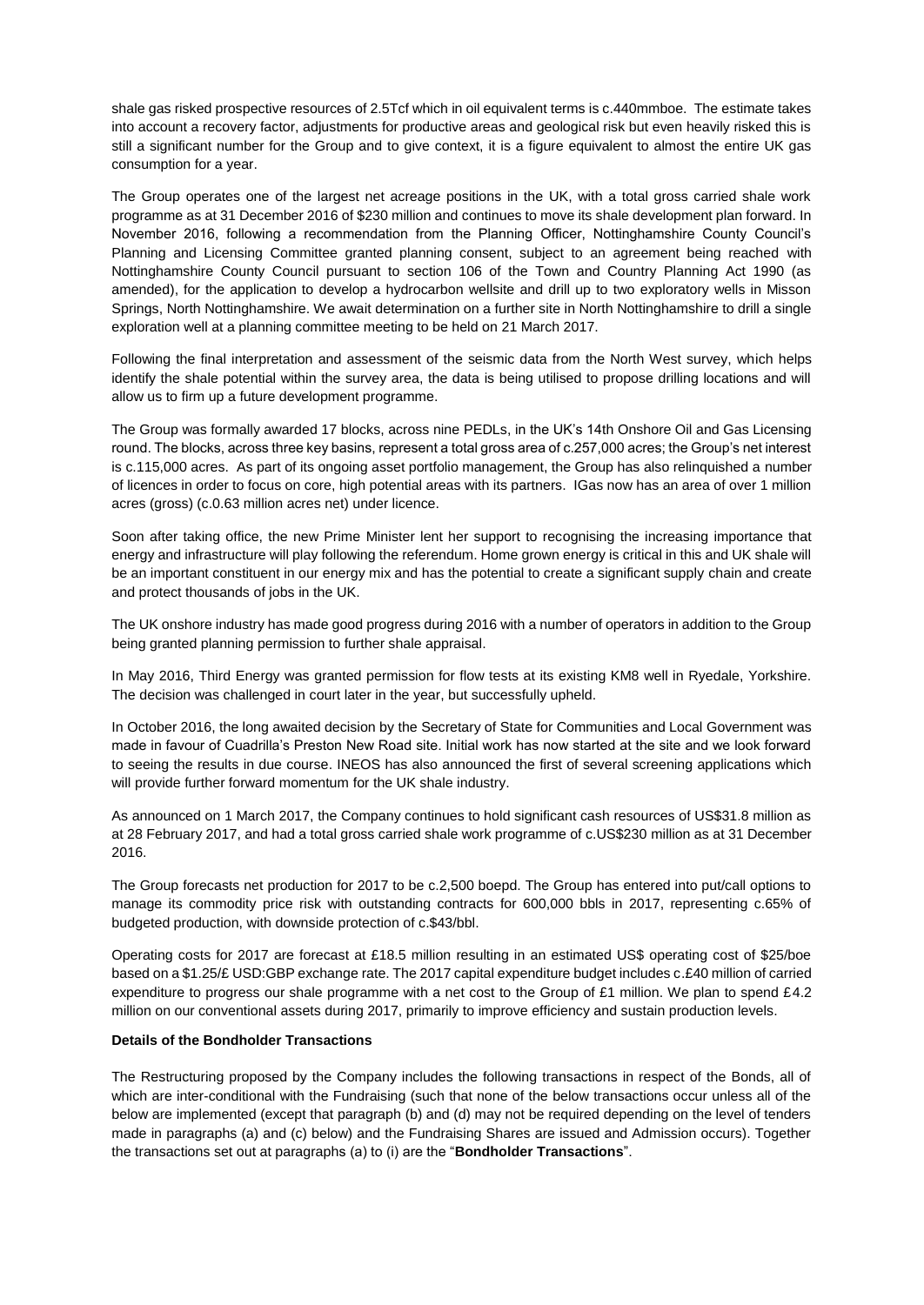shale gas risked prospective resources of 2.5Tcf which in oil equivalent terms is c.440mmboe. The estimate takes into account a recovery factor, adjustments for productive areas and geological risk but even heavily risked this is still a significant number for the Group and to give context, it is a figure equivalent to almost the entire UK gas consumption for a year.

The Group operates one of the largest net acreage positions in the UK, with a total gross carried shale work programme as at 31 December 2016 of $230 million and continues to move its shale development plan forward. In November 2016, following a recommendation from the Planning Officer, Nottinghamshire County Council's Planning and Licensing Committee granted planning consent, subject to an agreement being reached with Nottinghamshire County Council pursuant to section 106 of the Town and Country Planning Act 1990 (as amended), for the application to develop a hydrocarbon wellsite and drill up to two exploratory wells in Misson Springs, North Nottinghamshire. We await determination on a further site in North Nottinghamshire to drill a single exploration well at a planning committee meeting to be held on 21 March 2017.

Following the final interpretation and assessment of the seismic data from the North West survey, which helps identify the shale potential within the survey area, the data is being utilised to propose drilling locations and will allow us to firm up a future development programme.

The Group was formally awarded 17 blocks, across nine PEDLs, in the UK's 14th Onshore Oil and Gas Licensing round. The blocks, across three key basins, represent a total gross area of c.257,000 acres; the Group's net interest is c.115,000 acres. As part of its ongoing asset portfolio management, the Group has also relinquished a number of licences in order to focus on core, high potential areas with its partners. IGas now has an area of over 1 million acres (gross) (c.0.63 million acres net) under licence.

Soon after taking office, the new Prime Minister lent her support to recognising the increasing importance that energy and infrastructure will play following the referendum. Home grown energy is critical in this and UK shale will be an important constituent in our energy mix and has the potential to create a significant supply chain and create and protect thousands of jobs in the UK.

The UK onshore industry has made good progress during 2016 with a number of operators in addition to the Group being granted planning permission to further shale appraisal.

In May 2016, Third Energy was granted permission for flow tests at its existing KM8 well in Ryedale, Yorkshire. The decision was challenged in court later in the year, but successfully upheld.

In October 2016, the long awaited decision by the Secretary of State for Communities and Local Government was made in favour of Cuadrilla's Preston New Road site. Initial work has now started at the site and we look forward to seeing the results in due course. INEOS has also announced the first of several screening applications which will provide further forward momentum for the UK shale industry.

As announced on 1 March 2017, the Company continues to hold significant cash resources of US$31.8 million as at 28 February 2017, and had a total gross carried shale work programme of c.US$230 million as at 31 December 2016.

The Group forecasts net production for 2017 to be c.2,500 boepd. The Group has entered into put/call options to manage its commodity price risk with outstanding contracts for 600,000 bbls in 2017, representing c.65% of budgeted production, with downside protection of c.$43/bbl.

Operating costs for 2017 are forecast at £18.5 million resulting in an estimated US$ operating cost of $25/boe based on a $1.25/£ USD:GBP exchange rate. The 2017 capital expenditure budget includes c.£40 million of carried expenditure to progress our shale programme with a net cost to the Group of £1 million. We plan to spend £4.2 million on our conventional assets during 2017, primarily to improve efficiency and sustain production levels.

**Details of the Bondholder Transactions**

The Restructuring proposed by the Company includes the following transactions in respect of the Bonds, all of which are inter-conditional with the Fundraising (such that none of the below transactions occur unless all of the below are implemented (except that paragraph (b) and (d) may not be required depending on the level of tenders made in paragraphs (a) and (c) below) and the Fundraising Shares are issued and Admission occurs). Together the transactions set out at paragraphs (a) to (i) are the "**Bondholder Transactions**".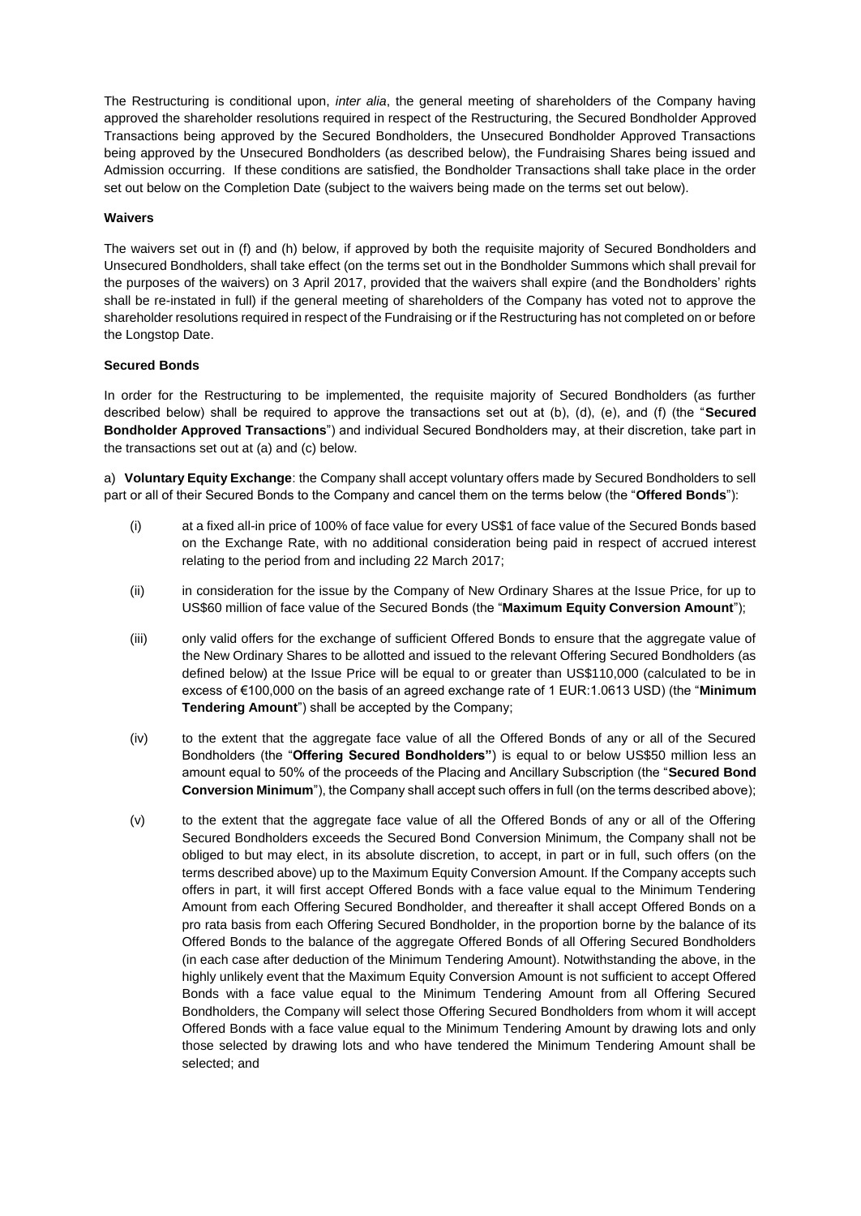The Restructuring is conditional upon, *inter alia*, the general meeting of shareholders of the Company having approved the shareholder resolutions required in respect of the Restructuring, the Secured Bondholder Approved Transactions being approved by the Secured Bondholders, the Unsecured Bondholder Approved Transactions being approved by the Unsecured Bondholders (as described below), the Fundraising Shares being issued and Admission occurring. If these conditions are satisfied, the Bondholder Transactions shall take place in the order set out below on the Completion Date (subject to the waivers being made on the terms set out below).

**Waivers**

The waivers set out in (f) and (h) below, if approved by both the requisite majority of Secured Bondholders and Unsecured Bondholders, shall take effect (on the terms set out in the Bondholder Summons which shall prevail for the purposes of the waivers) on 3 April 2017, provided that the waivers shall expire (and the Bondholders' rights shall be re-instated in full) if the general meeting of shareholders of the Company has voted not to approve the shareholder resolutions required in respect of the Fundraising or if the Restructuring has not completed on or before the Longstop Date.

**Secured Bonds**

In order for the Restructuring to be implemented, the requisite majority of Secured Bondholders (as further described below) shall be required to approve the transactions set out at (b), (d), (e), and (f) (the "**Secured Bondholder Approved Transactions**") and individual Secured Bondholders may, at their discretion, take part in the transactions set out at (a) and (c) below.

a) **Voluntary Equity Exchange**: the Company shall accept voluntary offers made by Secured Bondholders to sell part or all of their Secured Bonds to the Company and cancel them on the terms below (the "**Offered Bonds**"):

(i) at a fixed all-in price of 100% of face value for every US$1 of face value of the Secured Bonds based on the Exchange Rate, with no additional consideration being paid in respect of accrued interest relating to the period from and including 22 March 2017;

(ii) in consideration for the issue by the Company of New Ordinary Shares at the Issue Price, for up to US$60 million of face value of the Secured Bonds (the "**Maximum Equity Conversion Amount**");

(iii) only valid offers for the exchange of sufficient Offered Bonds to ensure that the aggregate value of the New Ordinary Shares to be allotted and issued to the relevant Offering Secured Bondholders (as defined below) at the Issue Price will be equal to or greater than US$110,000 (calculated to be in excess of €100,000 on the basis of an agreed exchange rate of 1 EUR:1.0613 USD) (the "**Minimum Tendering Amount**") shall be accepted by the Company;

(iv) to the extent that the aggregate face value of all the Offered Bonds of any or all of the Secured Bondholders (the "**Offering Secured Bondholders"**) is equal to or below US$50 million less an amount equal to 50% of the proceeds of the Placing and Ancillary Subscription (the "**Secured Bond Conversion Minimum**"), the Company shall accept such offers in full (on the terms described above);

(v) to the extent that the aggregate face value of all the Offered Bonds of any or all of the Offering Secured Bondholders exceeds the Secured Bond Conversion Minimum, the Company shall not be obliged to but may elect, in its absolute discretion, to accept, in part or in full, such offers (on the terms described above) up to the Maximum Equity Conversion Amount. If the Company accepts such offers in part, it will first accept Offered Bonds with a face value equal to the Minimum Tendering Amount from each Offering Secured Bondholder, and thereafter it shall accept Offered Bonds on a pro rata basis from each Offering Secured Bondholder, in the proportion borne by the balance of its Offered Bonds to the balance of the aggregate Offered Bonds of all Offering Secured Bondholders (in each case after deduction of the Minimum Tendering Amount). Notwithstanding the above, in the highly unlikely event that the Maximum Equity Conversion Amount is not sufficient to accept Offered Bonds with a face value equal to the Minimum Tendering Amount from all Offering Secured Bondholders, the Company will select those Offering Secured Bondholders from whom it will accept Offered Bonds with a face value equal to the Minimum Tendering Amount by drawing lots and only those selected by drawing lots and who have tendered the Minimum Tendering Amount shall be selected; and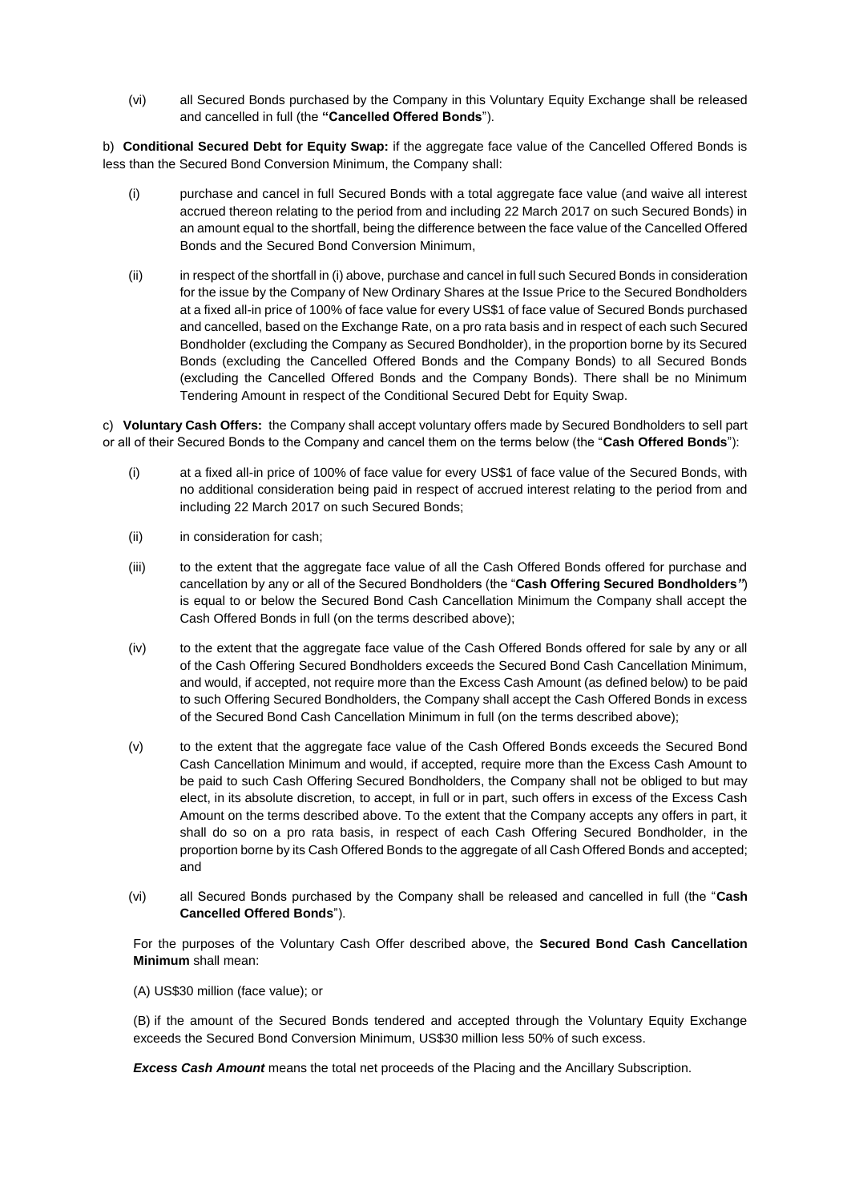(vi) all Secured Bonds purchased by the Company in this Voluntary Equity Exchange shall be released and cancelled in full (the **"Cancelled Offered Bonds**").

b) **Conditional Secured Debt for Equity Swap:** if the aggregate face value of the Cancelled Offered Bonds is less than the Secured Bond Conversion Minimum, the Company shall:

(i) purchase and cancel in full Secured Bonds with a total aggregate face value (and waive all interest accrued thereon relating to the period from and including 22 March 2017 on such Secured Bonds) in an amount equal to the shortfall, being the difference between the face value of the Cancelled Offered Bonds and the Secured Bond Conversion Minimum,

(ii) in respect of the shortfall in (i) above, purchase and cancel in full such Secured Bonds in consideration for the issue by the Company of New Ordinary Shares at the Issue Price to the Secured Bondholders at a fixed all-in price of 100% of face value for every US$1 of face value of Secured Bonds purchased and cancelled, based on the Exchange Rate, on a pro rata basis and in respect of each such Secured Bondholder (excluding the Company as Secured Bondholder), in the proportion borne by its Secured Bonds (excluding the Cancelled Offered Bonds and the Company Bonds) to all Secured Bonds (excluding the Cancelled Offered Bonds and the Company Bonds). There shall be no Minimum Tendering Amount in respect of the Conditional Secured Debt for Equity Swap.

c) **Voluntary Cash Offers:** the Company shall accept voluntary offers made by Secured Bondholders to sell part or all of their Secured Bonds to the Company and cancel them on the terms below (the "**Cash Offered Bonds**"):

(i) at a fixed all-in price of 100% of face value for every US$1 of face value of the Secured Bonds, with no additional consideration being paid in respect of accrued interest relating to the period from and including 22 March 2017 on such Secured Bonds;

(ii) in consideration for cash;

(iii) to the extent that the aggregate face value of all the Cash Offered Bonds offered for purchase and cancellation by any or all of the Secured Bondholders (the "**Cash Offering Secured Bondholders**") is equal to or below the Secured Bond Cash Cancellation Minimum the Company shall accept the Cash Offered Bonds in full (on the terms described above);

(iv) to the extent that the aggregate face value of the Cash Offered Bonds offered for sale by any or all of the Cash Offering Secured Bondholders exceeds the Secured Bond Cash Cancellation Minimum, and would, if accepted, not require more than the Excess Cash Amount (as defined below) to be paid to such Offering Secured Bondholders, the Company shall accept the Cash Offered Bonds in excess of the Secured Bond Cash Cancellation Minimum in full (on the terms described above);

(v) to the extent that the aggregate face value of the Cash Offered Bonds exceeds the Secured Bond Cash Cancellation Minimum and would, if accepted, require more than the Excess Cash Amount to be paid to such Cash Offering Secured Bondholders, the Company shall not be obliged to but may elect, in its absolute discretion, to accept, in full or in part, such offers in excess of the Excess Cash Amount on the terms described above. To the extent that the Company accepts any offers in part, it shall do so on a pro rata basis, in respect of each Cash Offering Secured Bondholder, in the proportion borne by its Cash Offered Bonds to the aggregate of all Cash Offered Bonds and accepted; and

(vi) all Secured Bonds purchased by the Company shall be released and cancelled in full (the "**Cash Cancelled Offered Bonds**").

For the purposes of the Voluntary Cash Offer described above, the **Secured Bond Cash Cancellation Minimum** shall mean:

(A) US$30 million (face value); or

(B) if the amount of the Secured Bonds tendered and accepted through the Voluntary Equity Exchange exceeds the Secured Bond Conversion Minimum, US$30 million less 50% of such excess.

***Excess Cash Amount*** means the total net proceeds of the Placing and the Ancillary Subscription.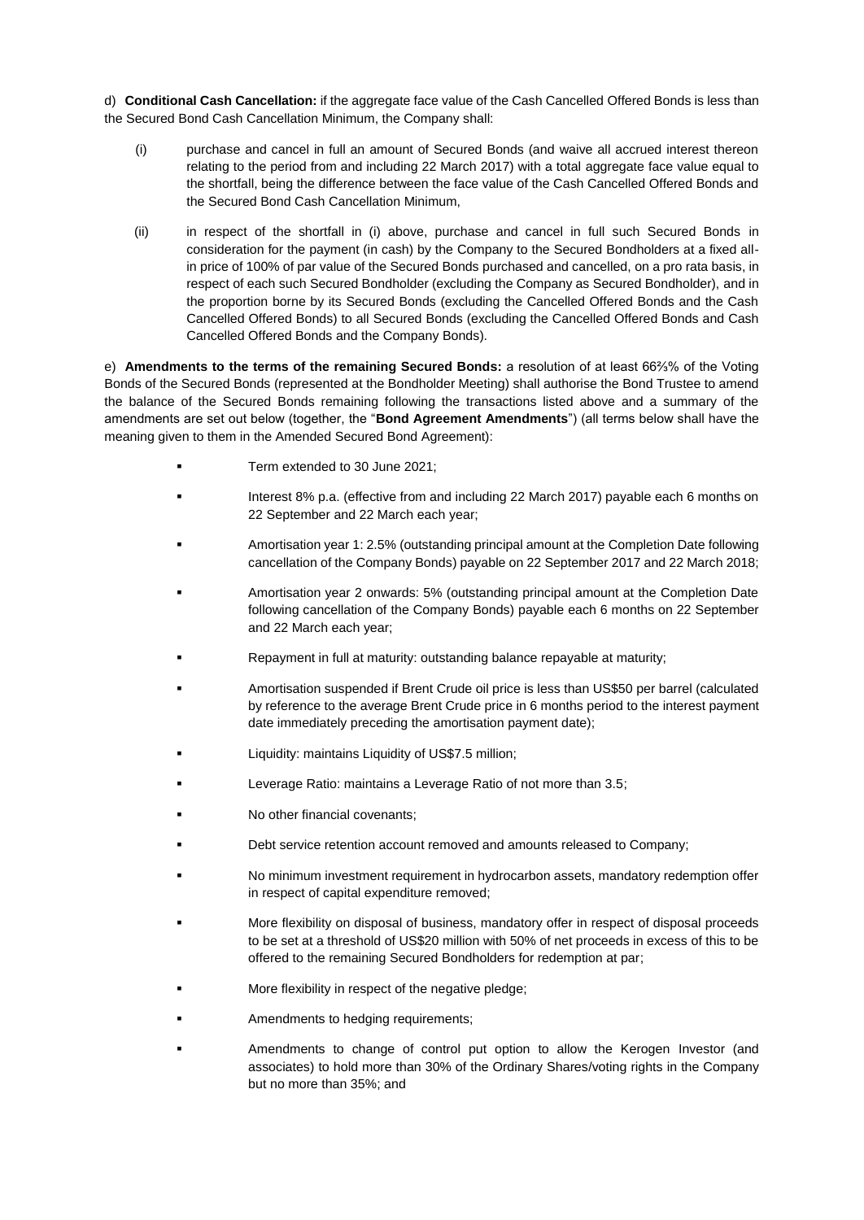d) **Conditional Cash Cancellation:** if the aggregate face value of the Cash Cancelled Offered Bonds is less than the Secured Bond Cash Cancellation Minimum, the Company shall:

(i) purchase and cancel in full an amount of Secured Bonds (and waive all accrued interest thereon relating to the period from and including 22 March 2017) with a total aggregate face value equal to the shortfall, being the difference between the face value of the Cash Cancelled Offered Bonds and the Secured Bond Cash Cancellation Minimum,

(ii) in respect of the shortfall in (i) above, purchase and cancel in full such Secured Bonds in consideration for the payment (in cash) by the Company to the Secured Bondholders at a fixed all-in price of 100% of par value of the Secured Bonds purchased and cancelled, on a pro rata basis, in respect of each such Secured Bondholder (excluding the Company as Secured Bondholder), and in the proportion borne by its Secured Bonds (excluding the Cancelled Offered Bonds and the Cash Cancelled Offered Bonds) to all Secured Bonds (excluding the Cancelled Offered Bonds and Cash Cancelled Offered Bonds and the Company Bonds).

e) **Amendments to the terms of the remaining Secured Bonds:** a resolution of at least 66⅔% of the Voting Bonds of the Secured Bonds (represented at the Bondholder Meeting) shall authorise the Bond Trustee to amend the balance of the Secured Bonds remaining following the transactions listed above and a summary of the amendments are set out below (together, the "**Bond Agreement Amendments**") (all terms below shall have the meaning given to them in the Amended Secured Bond Agreement):

- Term extended to 30 June 2021;
- Interest 8% p.a. (effective from and including 22 March 2017) payable each 6 months on 22 September and 22 March each year;
- Amortisation year 1: 2.5% (outstanding principal amount at the Completion Date following cancellation of the Company Bonds) payable on 22 September 2017 and 22 March 2018;
- Amortisation year 2 onwards: 5% (outstanding principal amount at the Completion Date following cancellation of the Company Bonds) payable each 6 months on 22 September and 22 March each year;
- Repayment in full at maturity: outstanding balance repayable at maturity;
- Amortisation suspended if Brent Crude oil price is less than US$50 per barrel (calculated by reference to the average Brent Crude price in 6 months period to the interest payment date immediately preceding the amortisation payment date);
- Liquidity: maintains Liquidity of US$7.5 million;
- Leverage Ratio: maintains a Leverage Ratio of not more than 3.5;
- No other financial covenants;
- Debt service retention account removed and amounts released to Company;
- No minimum investment requirement in hydrocarbon assets, mandatory redemption offer in respect of capital expenditure removed;
- More flexibility on disposal of business, mandatory offer in respect of disposal proceeds to be set at a threshold of US$20 million with 50% of net proceeds in excess of this to be offered to the remaining Secured Bondholders for redemption at par;
- More flexibility in respect of the negative pledge;
- Amendments to hedging requirements;
- Amendments to change of control put option to allow the Kerogen Investor (and associates) to hold more than 30% of the Ordinary Shares/voting rights in the Company but no more than 35%; and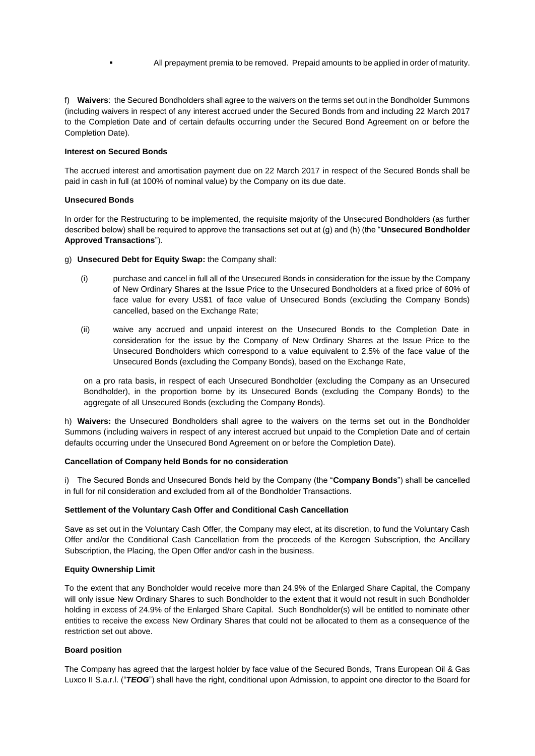- All prepayment premia to be removed. Prepaid amounts to be applied in order of maturity.

f) **Waivers**: the Secured Bondholders shall agree to the waivers on the terms set out in the Bondholder Summons (including waivers in respect of any interest accrued under the Secured Bonds from and including 22 March 2017 to the Completion Date and of certain defaults occurring under the Secured Bond Agreement on or before the Completion Date).

**Interest on Secured Bonds**

The accrued interest and amortisation payment due on 22 March 2017 in respect of the Secured Bonds shall be paid in cash in full (at 100% of nominal value) by the Company on its due date.

**Unsecured Bonds**

In order for the Restructuring to be implemented, the requisite majority of the Unsecured Bondholders (as further described below) shall be required to approve the transactions set out at (g) and (h) (the "**Unsecured Bondholder Approved Transactions**").

g) **Unsecured Debt for Equity Swap:** the Company shall:

(i) purchase and cancel in full all of the Unsecured Bonds in consideration for the issue by the Company of New Ordinary Shares at the Issue Price to the Unsecured Bondholders at a fixed price of 60% of face value for every US$1 of face value of Unsecured Bonds (excluding the Company Bonds) cancelled, based on the Exchange Rate;

(ii) waive any accrued and unpaid interest on the Unsecured Bonds to the Completion Date in consideration for the issue by the Company of New Ordinary Shares at the Issue Price to the Unsecured Bondholders which correspond to a value equivalent to 2.5% of the face value of the Unsecured Bonds (excluding the Company Bonds), based on the Exchange Rate,

on a pro rata basis, in respect of each Unsecured Bondholder (excluding the Company as an Unsecured Bondholder), in the proportion borne by its Unsecured Bonds (excluding the Company Bonds) to the aggregate of all Unsecured Bonds (excluding the Company Bonds).

h) **Waivers:** the Unsecured Bondholders shall agree to the waivers on the terms set out in the Bondholder Summons (including waivers in respect of any interest accrued but unpaid to the Completion Date and of certain defaults occurring under the Unsecured Bond Agreement on or before the Completion Date).

**Cancellation of Company held Bonds for no consideration**

i) The Secured Bonds and Unsecured Bonds held by the Company (the "**Company Bonds**") shall be cancelled in full for nil consideration and excluded from all of the Bondholder Transactions.

**Settlement of the Voluntary Cash Offer and Conditional Cash Cancellation**

Save as set out in the Voluntary Cash Offer, the Company may elect, at its discretion, to fund the Voluntary Cash Offer and/or the Conditional Cash Cancellation from the proceeds of the Kerogen Subscription, the Ancillary Subscription, the Placing, the Open Offer and/or cash in the business.

**Equity Ownership Limit**

To the extent that any Bondholder would receive more than 24.9% of the Enlarged Share Capital, the Company will only issue New Ordinary Shares to such Bondholder to the extent that it would not result in such Bondholder holding in excess of 24.9% of the Enlarged Share Capital. Such Bondholder(s) will be entitled to nominate other entities to receive the excess New Ordinary Shares that could not be allocated to them as a consequence of the restriction set out above.

**Board position**

The Company has agreed that the largest holder by face value of the Secured Bonds, Trans European Oil & Gas Luxco II S.a.r.l. ("***TEOG***") shall have the right, conditional upon Admission, to appoint one director to the Board for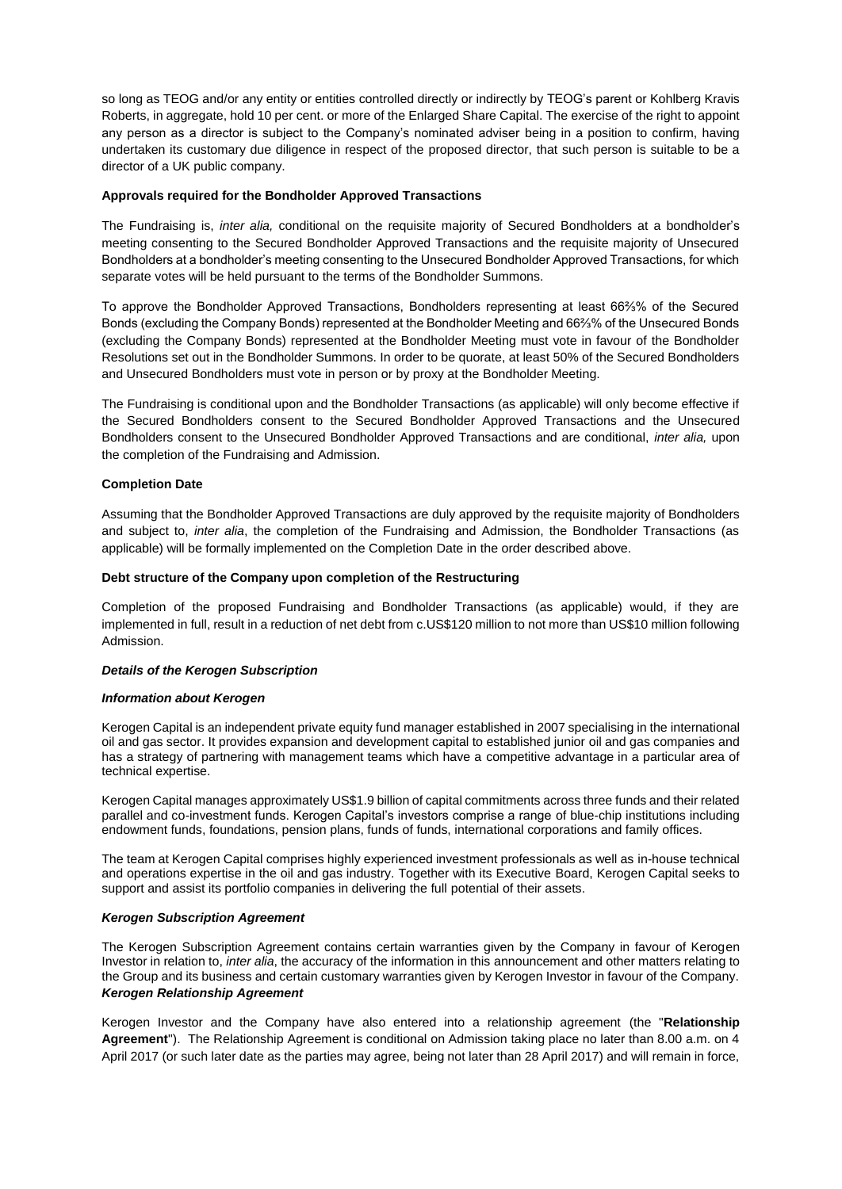so long as TEOG and/or any entity or entities controlled directly or indirectly by TEOG's parent or Kohlberg Kravis Roberts, in aggregate, hold 10 per cent. or more of the Enlarged Share Capital. The exercise of the right to appoint any person as a director is subject to the Company's nominated adviser being in a position to confirm, having undertaken its customary due diligence in respect of the proposed director, that such person is suitable to be a director of a UK public company.

**Approvals required for the Bondholder Approved Transactions**

The Fundraising is, *inter alia,* conditional on the requisite majority of Secured Bondholders at a bondholder's meeting consenting to the Secured Bondholder Approved Transactions and the requisite majority of Unsecured Bondholders at a bondholder's meeting consenting to the Unsecured Bondholder Approved Transactions, for which separate votes will be held pursuant to the terms of the Bondholder Summons.

To approve the Bondholder Approved Transactions, Bondholders representing at least 66⅔% of the Secured Bonds (excluding the Company Bonds) represented at the Bondholder Meeting and 66⅔% of the Unsecured Bonds (excluding the Company Bonds) represented at the Bondholder Meeting must vote in favour of the Bondholder Resolutions set out in the Bondholder Summons. In order to be quorate, at least 50% of the Secured Bondholders and Unsecured Bondholders must vote in person or by proxy at the Bondholder Meeting.

The Fundraising is conditional upon and the Bondholder Transactions (as applicable) will only become effective if the Secured Bondholders consent to the Secured Bondholder Approved Transactions and the Unsecured Bondholders consent to the Unsecured Bondholder Approved Transactions and are conditional, *inter alia,* upon the completion of the Fundraising and Admission.

**Completion Date**

Assuming that the Bondholder Approved Transactions are duly approved by the requisite majority of Bondholders and subject to, *inter alia*, the completion of the Fundraising and Admission, the Bondholder Transactions (as applicable) will be formally implemented on the Completion Date in the order described above.

**Debt structure of the Company upon completion of the Restructuring**

Completion of the proposed Fundraising and Bondholder Transactions (as applicable) would, if they are implemented in full, result in a reduction of net debt from c.US$120 million to not more than US$10 million following Admission.

***Details of the Kerogen Subscription***

***Information about Kerogen***

Kerogen Capital is an independent private equity fund manager established in 2007 specialising in the international oil and gas sector. It provides expansion and development capital to established junior oil and gas companies and has a strategy of partnering with management teams which have a competitive advantage in a particular area of technical expertise.

Kerogen Capital manages approximately US$1.9 billion of capital commitments across three funds and their related parallel and co-investment funds. Kerogen Capital's investors comprise a range of blue-chip institutions including endowment funds, foundations, pension plans, funds of funds, international corporations and family offices.

The team at Kerogen Capital comprises highly experienced investment professionals as well as in-house technical and operations expertise in the oil and gas industry. Together with its Executive Board, Kerogen Capital seeks to support and assist its portfolio companies in delivering the full potential of their assets.

***Kerogen Subscription Agreement***

The Kerogen Subscription Agreement contains certain warranties given by the Company in favour of Kerogen Investor in relation to, *inter alia*, the accuracy of the information in this announcement and other matters relating to the Group and its business and certain customary warranties given by Kerogen Investor in favour of the Company.

***Kerogen Relationship Agreement***

Kerogen Investor and the Company have also entered into a relationship agreement (the "**Relationship Agreement**"). The Relationship Agreement is conditional on Admission taking place no later than 8.00 a.m. on 4 April 2017 (or such later date as the parties may agree, being not later than 28 April 2017) and will remain in force,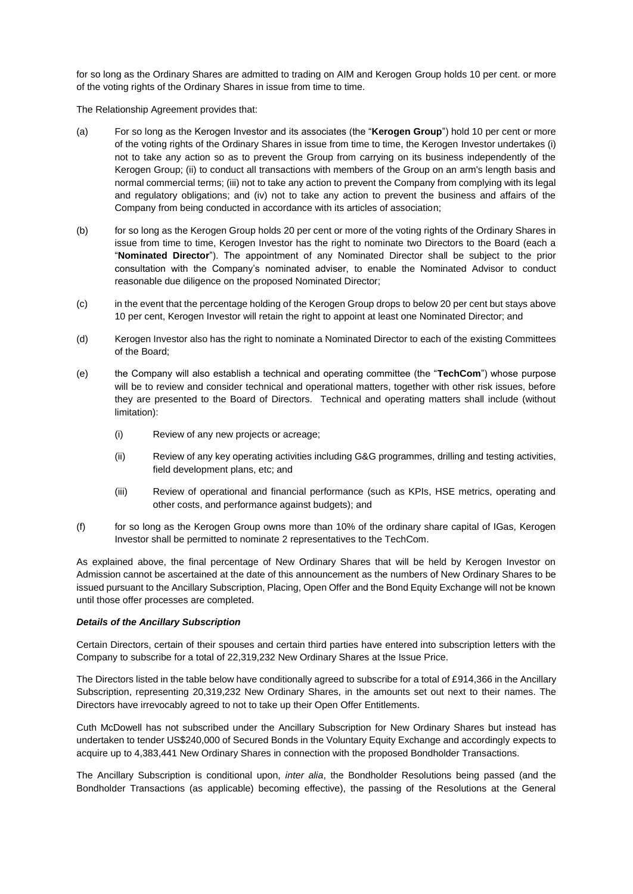for so long as the Ordinary Shares are admitted to trading on AIM and Kerogen Group holds 10 per cent. or more of the voting rights of the Ordinary Shares in issue from time to time.

The Relationship Agreement provides that:

(a) For so long as the Kerogen Investor and its associates (the "**Kerogen Group**") hold 10 per cent or more of the voting rights of the Ordinary Shares in issue from time to time, the Kerogen Investor undertakes (i) not to take any action so as to prevent the Group from carrying on its business independently of the Kerogen Group; (ii) to conduct all transactions with members of the Group on an arm's length basis and normal commercial terms; (iii) not to take any action to prevent the Company from complying with its legal and regulatory obligations; and (iv) not to take any action to prevent the business and affairs of the Company from being conducted in accordance with its articles of association;

(b) for so long as the Kerogen Group holds 20 per cent or more of the voting rights of the Ordinary Shares in issue from time to time, Kerogen Investor has the right to nominate two Directors to the Board (each a "**Nominated Director**"). The appointment of any Nominated Director shall be subject to the prior consultation with the Company's nominated adviser, to enable the Nominated Advisor to conduct reasonable due diligence on the proposed Nominated Director;

(c) in the event that the percentage holding of the Kerogen Group drops to below 20 per cent but stays above 10 per cent, Kerogen Investor will retain the right to appoint at least one Nominated Director; and

(d) Kerogen Investor also has the right to nominate a Nominated Director to each of the existing Committees of the Board;

(e) the Company will also establish a technical and operating committee (the "**TechCom**") whose purpose will be to review and consider technical and operational matters, together with other risk issues, before they are presented to the Board of Directors. Technical and operating matters shall include (without limitation):

   (i) Review of any new projects or acreage;

   (ii) Review of any key operating activities including G&G programmes, drilling and testing activities, field development plans, etc; and

   (iii) Review of operational and financial performance (such as KPIs, HSE metrics, operating and other costs, and performance against budgets); and

(f) for so long as the Kerogen Group owns more than 10% of the ordinary share capital of IGas, Kerogen Investor shall be permitted to nominate 2 representatives to the TechCom.

As explained above, the final percentage of New Ordinary Shares that will be held by Kerogen Investor on Admission cannot be ascertained at the date of this announcement as the numbers of New Ordinary Shares to be issued pursuant to the Ancillary Subscription, Placing, Open Offer and the Bond Equity Exchange will not be known until those offer processes are completed.

***Details of the Ancillary Subscription***

Certain Directors, certain of their spouses and certain third parties have entered into subscription letters with the Company to subscribe for a total of 22,319,232 New Ordinary Shares at the Issue Price.

The Directors listed in the table below have conditionally agreed to subscribe for a total of £914,366 in the Ancillary Subscription, representing 20,319,232 New Ordinary Shares, in the amounts set out next to their names. The Directors have irrevocably agreed to not to take up their Open Offer Entitlements.

Cuth McDowell has not subscribed under the Ancillary Subscription for New Ordinary Shares but instead has undertaken to tender US$240,000 of Secured Bonds in the Voluntary Equity Exchange and accordingly expects to acquire up to 4,383,441 New Ordinary Shares in connection with the proposed Bondholder Transactions.

The Ancillary Subscription is conditional upon, *inter alia*, the Bondholder Resolutions being passed (and the Bondholder Transactions (as applicable) becoming effective), the passing of the Resolutions at the General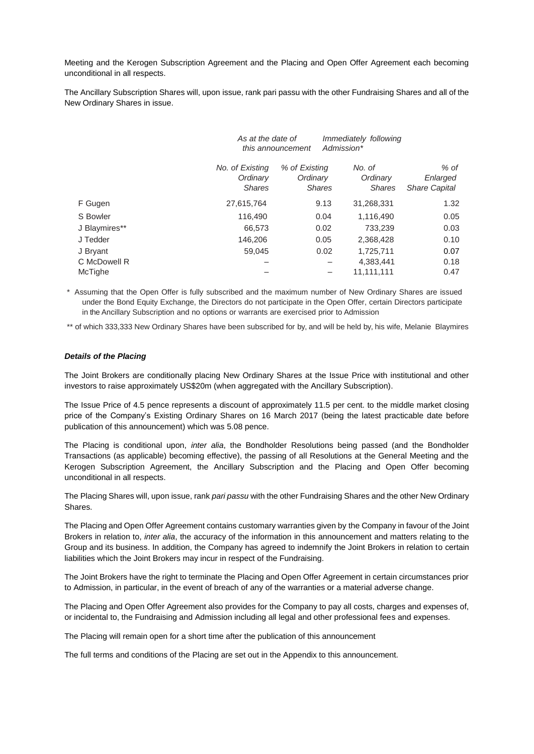Meeting and the Kerogen Subscription Agreement and the Placing and Open Offer Agreement each becoming unconditional in all respects.

The Ancillary Subscription Shares will, upon issue, rank pari passu with the other Fundraising Shares and all of the New Ordinary Shares in issue.

| | *As at the date of this announcement* | | *Immediately following Admission\** | |
|---|---|---|---|---|
| | *No. of Existing Ordinary Shares* | *% of Existing Ordinary Shares* | *No. of Ordinary Shares* | *% of Enlarged Share Capital* |
| F Gugen | 27,615,764 | 9.13 | 31,268,331 | 1.32 |
| S Bowler | 116,490 | 0.04 | 1,116,490 | 0.05 |
| J Blaymires\*\* | 66,573 | 0.02 | 733,239 | 0.03 |
| J Tedder | 146,206 | 0.05 | 2,368,428 | 0.10 |
| J Bryant | 59,045 | 0.02 | 1,725,711 | 0.07 |
| C McDowell R | – | – | 4,383,441 | 0.18 |
| McTighe | – | – | 11,111,111 | 0.47 |

\* Assuming that the Open Offer is fully subscribed and the maximum number of New Ordinary Shares are issued under the Bond Equity Exchange, the Directors do not participate in the Open Offer, certain Directors participate in the Ancillary Subscription and no options or warrants are exercised prior to Admission

\*\* of which 333,333 New Ordinary Shares have been subscribed for by, and will be held by, his wife, Melanie Blaymires

***Details of the Placing***

The Joint Brokers are conditionally placing New Ordinary Shares at the Issue Price with institutional and other investors to raise approximately US$20m (when aggregated with the Ancillary Subscription).

The Issue Price of 4.5 pence represents a discount of approximately 11.5 per cent. to the middle market closing price of the Company's Existing Ordinary Shares on 16 March 2017 (being the latest practicable date before publication of this announcement) which was 5.08 pence.

The Placing is conditional upon, *inter alia*, the Bondholder Resolutions being passed (and the Bondholder Transactions (as applicable) becoming effective), the passing of all Resolutions at the General Meeting and the Kerogen Subscription Agreement, the Ancillary Subscription and the Placing and Open Offer becoming unconditional in all respects.

The Placing Shares will, upon issue, rank *pari passu* with the other Fundraising Shares and the other New Ordinary Shares.

The Placing and Open Offer Agreement contains customary warranties given by the Company in favour of the Joint Brokers in relation to, *inter alia*, the accuracy of the information in this announcement and matters relating to the Group and its business. In addition, the Company has agreed to indemnify the Joint Brokers in relation to certain liabilities which the Joint Brokers may incur in respect of the Fundraising.

The Joint Brokers have the right to terminate the Placing and Open Offer Agreement in certain circumstances prior to Admission, in particular, in the event of breach of any of the warranties or a material adverse change.

The Placing and Open Offer Agreement also provides for the Company to pay all costs, charges and expenses of, or incidental to, the Fundraising and Admission including all legal and other professional fees and expenses.

The Placing will remain open for a short time after the publication of this announcement

The full terms and conditions of the Placing are set out in the Appendix to this announcement.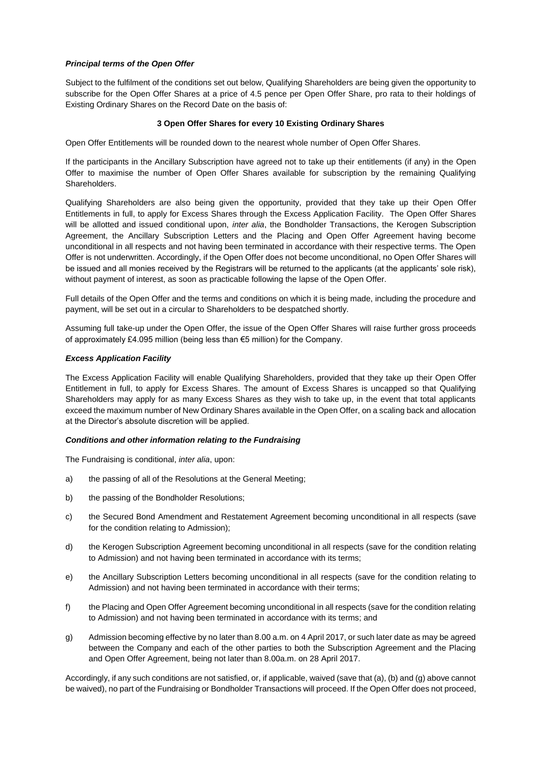***Principal terms of the Open Offer***

Subject to the fulfilment of the conditions set out below, Qualifying Shareholders are being given the opportunity to subscribe for the Open Offer Shares at a price of 4.5 pence per Open Offer Share, pro rata to their holdings of Existing Ordinary Shares on the Record Date on the basis of:

**3 Open Offer Shares for every 10 Existing Ordinary Shares**

Open Offer Entitlements will be rounded down to the nearest whole number of Open Offer Shares.

If the participants in the Ancillary Subscription have agreed not to take up their entitlements (if any) in the Open Offer to maximise the number of Open Offer Shares available for subscription by the remaining Qualifying Shareholders.

Qualifying Shareholders are also being given the opportunity, provided that they take up their Open Offer Entitlements in full, to apply for Excess Shares through the Excess Application Facility. The Open Offer Shares will be allotted and issued conditional upon, *inter alia*, the Bondholder Transactions, the Kerogen Subscription Agreement, the Ancillary Subscription Letters and the Placing and Open Offer Agreement having become unconditional in all respects and not having been terminated in accordance with their respective terms. The Open Offer is not underwritten. Accordingly, if the Open Offer does not become unconditional, no Open Offer Shares will be issued and all monies received by the Registrars will be returned to the applicants (at the applicants' sole risk), without payment of interest, as soon as practicable following the lapse of the Open Offer.

Full details of the Open Offer and the terms and conditions on which it is being made, including the procedure and payment, will be set out in a circular to Shareholders to be despatched shortly.

Assuming full take-up under the Open Offer, the issue of the Open Offer Shares will raise further gross proceeds of approximately £4.095 million (being less than €5 million) for the Company.

***Excess Application Facility***

The Excess Application Facility will enable Qualifying Shareholders, provided that they take up their Open Offer Entitlement in full, to apply for Excess Shares. The amount of Excess Shares is uncapped so that Qualifying Shareholders may apply for as many Excess Shares as they wish to take up, in the event that total applicants exceed the maximum number of New Ordinary Shares available in the Open Offer, on a scaling back and allocation at the Director's absolute discretion will be applied.

***Conditions and other information relating to the Fundraising***

The Fundraising is conditional, *inter alia*, upon:

a) the passing of all of the Resolutions at the General Meeting;

b) the passing of the Bondholder Resolutions;

c) the Secured Bond Amendment and Restatement Agreement becoming unconditional in all respects (save for the condition relating to Admission);

d) the Kerogen Subscription Agreement becoming unconditional in all respects (save for the condition relating to Admission) and not having been terminated in accordance with its terms;

e) the Ancillary Subscription Letters becoming unconditional in all respects (save for the condition relating to Admission) and not having been terminated in accordance with their terms;

f) the Placing and Open Offer Agreement becoming unconditional in all respects (save for the condition relating to Admission) and not having been terminated in accordance with its terms; and

g) Admission becoming effective by no later than 8.00 a.m. on 4 April 2017, or such later date as may be agreed between the Company and each of the other parties to both the Subscription Agreement and the Placing and Open Offer Agreement, being not later than 8.00a.m. on 28 April 2017.

Accordingly, if any such conditions are not satisfied, or, if applicable, waived (save that (a), (b) and (g) above cannot be waived), no part of the Fundraising or Bondholder Transactions will proceed. If the Open Offer does not proceed,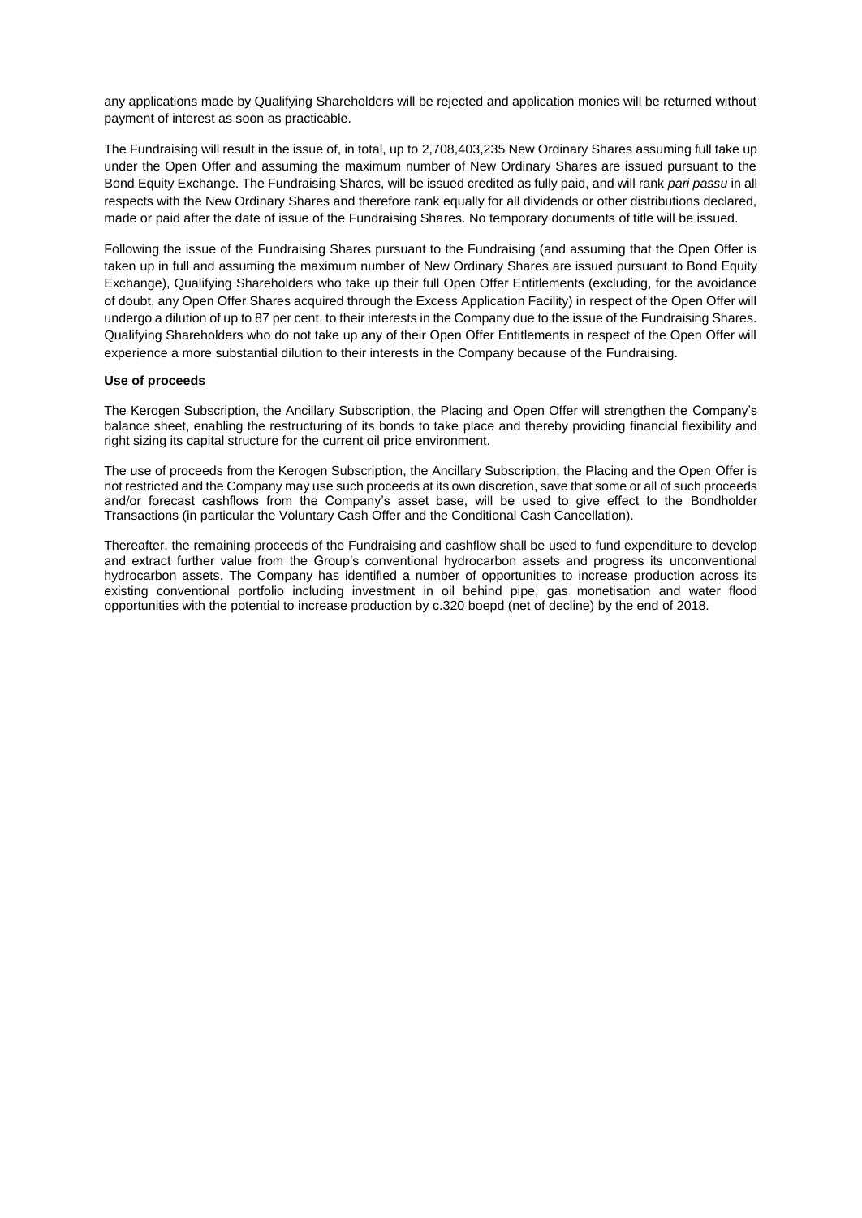any applications made by Qualifying Shareholders will be rejected and application monies will be returned without payment of interest as soon as practicable.

The Fundraising will result in the issue of, in total, up to 2,708,403,235 New Ordinary Shares assuming full take up under the Open Offer and assuming the maximum number of New Ordinary Shares are issued pursuant to the Bond Equity Exchange. The Fundraising Shares, will be issued credited as fully paid, and will rank *pari passu* in all respects with the New Ordinary Shares and therefore rank equally for all dividends or other distributions declared, made or paid after the date of issue of the Fundraising Shares. No temporary documents of title will be issued.

Following the issue of the Fundraising Shares pursuant to the Fundraising (and assuming that the Open Offer is taken up in full and assuming the maximum number of New Ordinary Shares are issued pursuant to Bond Equity Exchange), Qualifying Shareholders who take up their full Open Offer Entitlements (excluding, for the avoidance of doubt, any Open Offer Shares acquired through the Excess Application Facility) in respect of the Open Offer will undergo a dilution of up to 87 per cent. to their interests in the Company due to the issue of the Fundraising Shares. Qualifying Shareholders who do not take up any of their Open Offer Entitlements in respect of the Open Offer will experience a more substantial dilution to their interests in the Company because of the Fundraising.

**Use of proceeds**

The Kerogen Subscription, the Ancillary Subscription, the Placing and Open Offer will strengthen the Company's balance sheet, enabling the restructuring of its bonds to take place and thereby providing financial flexibility and right sizing its capital structure for the current oil price environment.

The use of proceeds from the Kerogen Subscription, the Ancillary Subscription, the Placing and the Open Offer is not restricted and the Company may use such proceeds at its own discretion, save that some or all of such proceeds and/or forecast cashflows from the Company's asset base, will be used to give effect to the Bondholder Transactions (in particular the Voluntary Cash Offer and the Conditional Cash Cancellation).

Thereafter, the remaining proceeds of the Fundraising and cashflow shall be used to fund expenditure to develop and extract further value from the Group's conventional hydrocarbon assets and progress its unconventional hydrocarbon assets. The Company has identified a number of opportunities to increase production across its existing conventional portfolio including investment in oil behind pipe, gas monetisation and water flood opportunities with the potential to increase production by c.320 boepd (net of decline) by the end of 2018.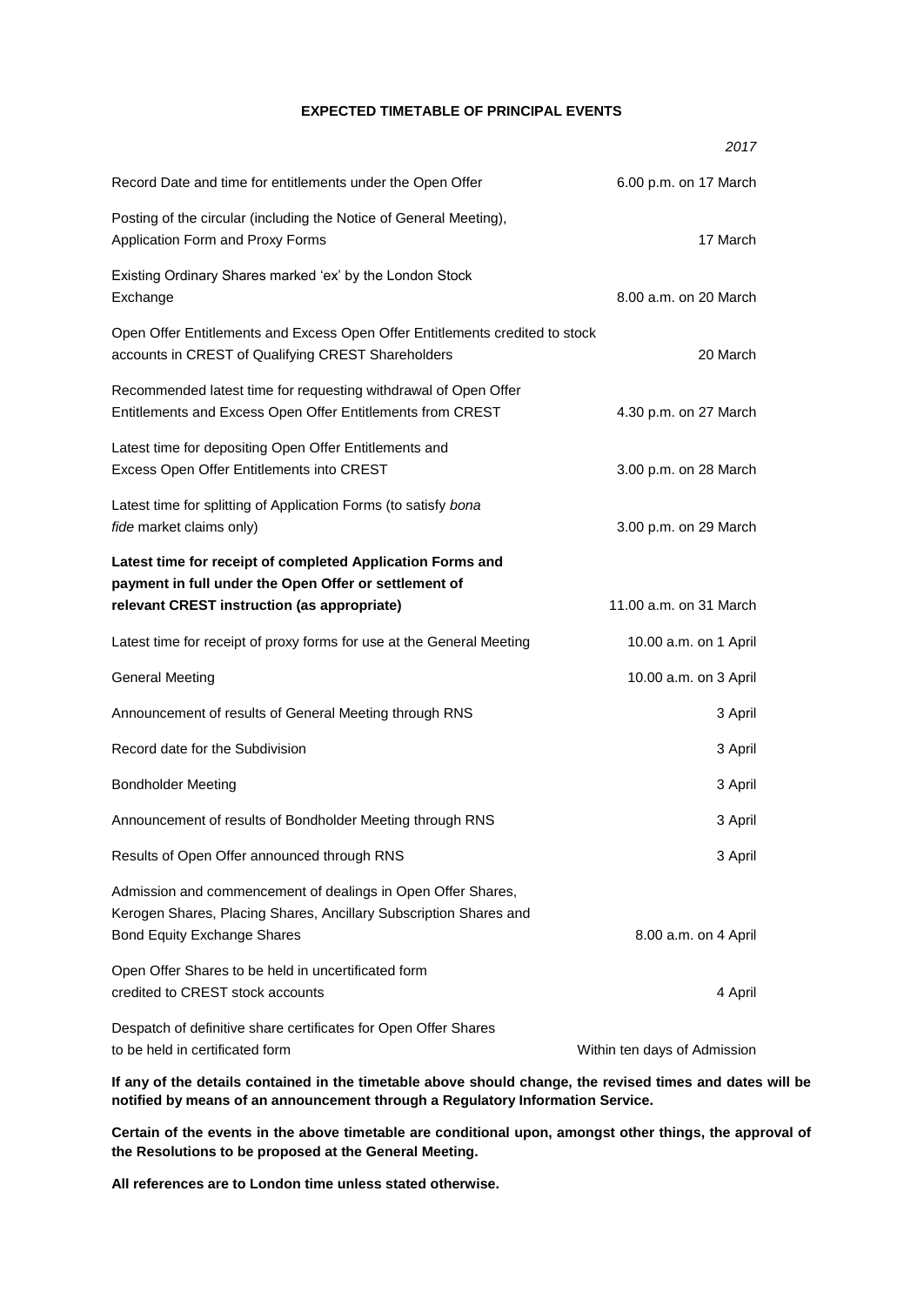## EXPECTED TIMETABLE OF PRINCIPAL EVENTS

| | *2017* |
|---|---|
| Record Date and time for entitlements under the Open Offer | 6.00 p.m. on 17 March |
| Posting of the circular (including the Notice of General Meeting), Application Form and Proxy Forms | 17 March |
| Existing Ordinary Shares marked 'ex' by the London Stock Exchange | 8.00 a.m. on 20 March |
| Open Offer Entitlements and Excess Open Offer Entitlements credited to stock accounts in CREST of Qualifying CREST Shareholders | 20 March |
| Recommended latest time for requesting withdrawal of Open Offer Entitlements and Excess Open Offer Entitlements from CREST | 4.30 p.m. on 27 March |
| Latest time for depositing Open Offer Entitlements and Excess Open Offer Entitlements into CREST | 3.00 p.m. on 28 March |
| Latest time for splitting of Application Forms (to satisfy *bona fide* market claims only) | 3.00 p.m. on 29 March |
| **Latest time for receipt of completed Application Forms and payment in full under the Open Offer or settlement of relevant CREST instruction (as appropriate)** | 11.00 a.m. on 31 March |
| Latest time for receipt of proxy forms for use at the General Meeting | 10.00 a.m. on 1 April |
| General Meeting | 10.00 a.m. on 3 April |
| Announcement of results of General Meeting through RNS | 3 April |
| Record date for the Subdivision | 3 April |
| Bondholder Meeting | 3 April |
| Announcement of results of Bondholder Meeting through RNS | 3 April |
| Results of Open Offer announced through RNS | 3 April |
| Admission and commencement of dealings in Open Offer Shares, Kerogen Shares, Placing Shares, Ancillary Subscription Shares and Bond Equity Exchange Shares | 8.00 a.m. on 4 April |
| Open Offer Shares to be held in uncertificated form credited to CREST stock accounts | 4 April |
| Despatch of definitive share certificates for Open Offer Shares to be held in certificated form | Within ten days of Admission |

**If any of the details contained in the timetable above should change, the revised times and dates will be notified by means of an announcement through a Regulatory Information Service.**

**Certain of the events in the above timetable are conditional upon, amongst other things, the approval of the Resolutions to be proposed at the General Meeting.**

**All references are to London time unless stated otherwise.**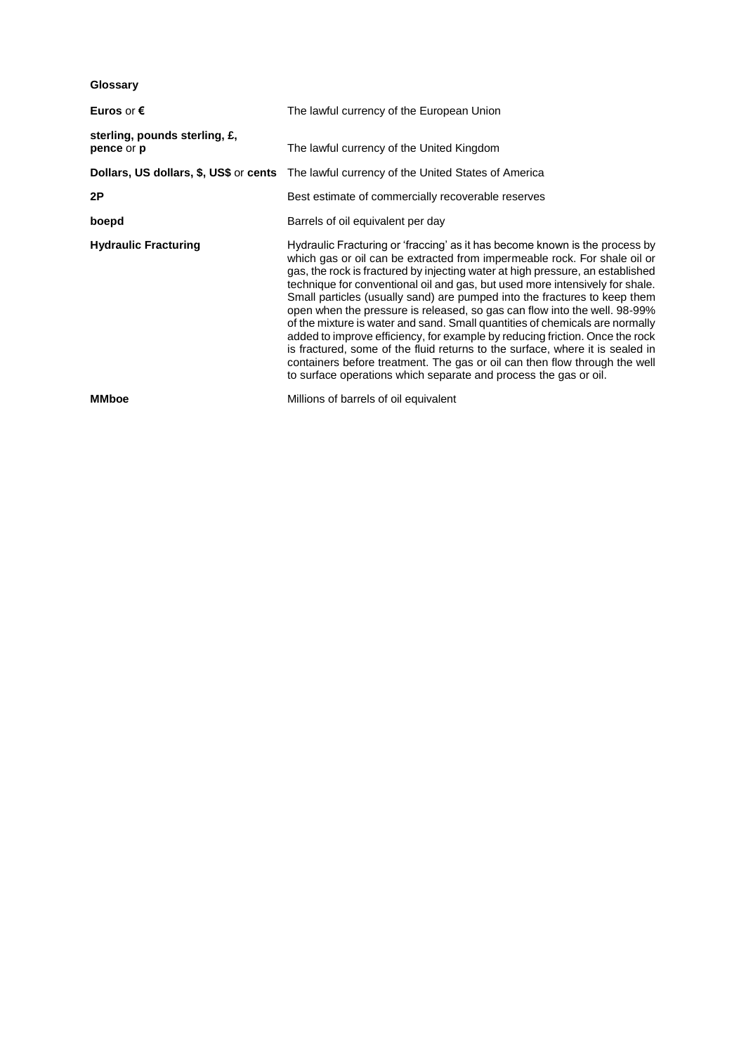**Glossary**

| | |
|---|---|
| **Euros** or **€** | The lawful currency of the European Union |
| **sterling, pounds sterling, £, pence** or **p** | The lawful currency of the United Kingdom |
| **Dollars, US dollars, $, US$** or **cents** | The lawful currency of the United States of America |
| **2P** | Best estimate of commercially recoverable reserves |
| **boepd** | Barrels of oil equivalent per day |
| **Hydraulic Fracturing** | Hydraulic Fracturing or 'fraccing' as it has become known is the process by which gas or oil can be extracted from impermeable rock. For shale oil or gas, the rock is fractured by injecting water at high pressure, an established technique for conventional oil and gas, but used more intensively for shale. Small particles (usually sand) are pumped into the fractures to keep them open when the pressure is released, so gas can flow into the well. 98-99% of the mixture is water and sand. Small quantities of chemicals are normally added to improve efficiency, for example by reducing friction. Once the rock is fractured, some of the fluid returns to the surface, where it is sealed in containers before treatment. The gas or oil can then flow through the well to surface operations which separate and process the gas or oil. |
| **MMboe** | Millions of barrels of oil equivalent |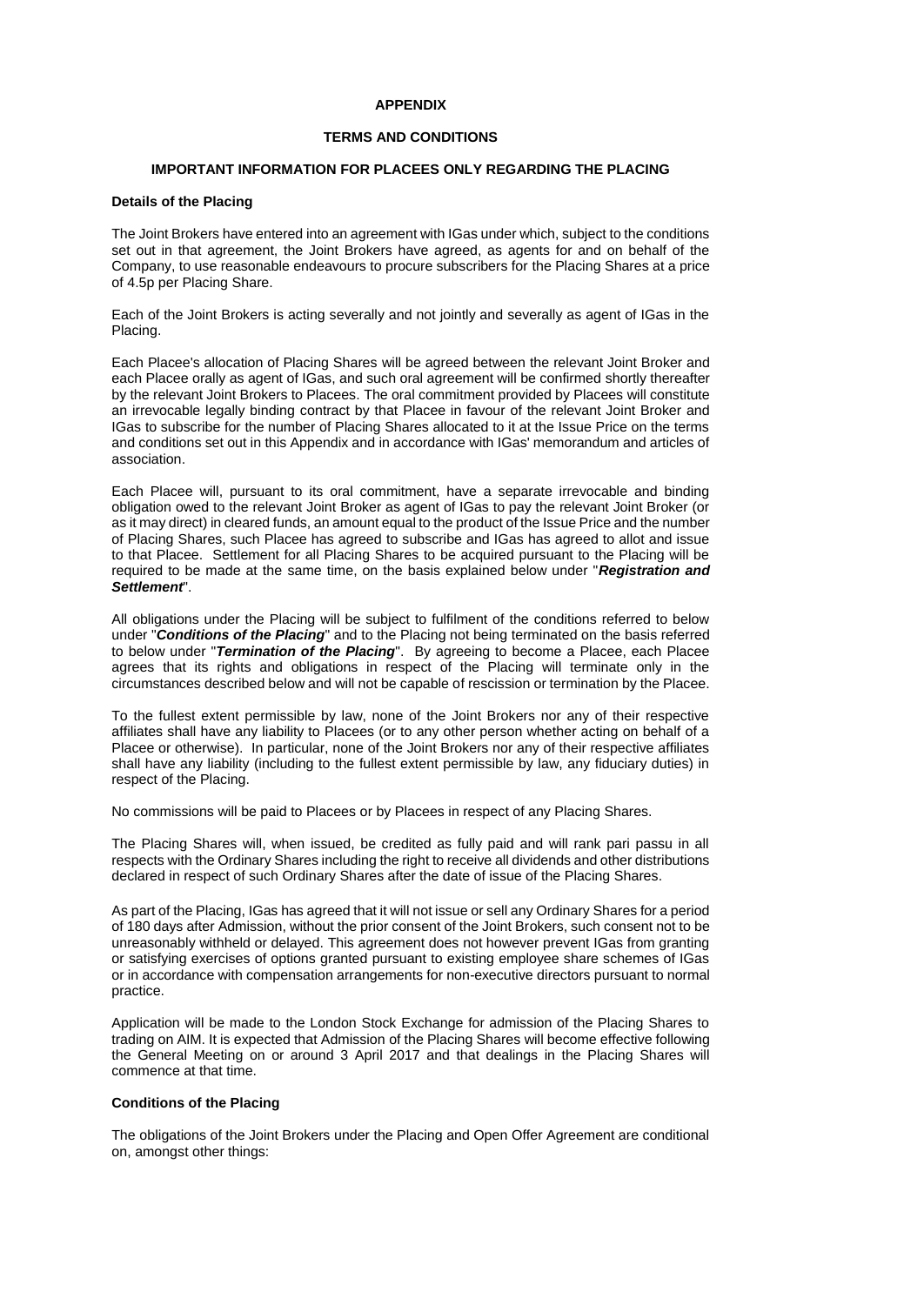**APPENDIX**

**TERMS AND CONDITIONS**

**IMPORTANT INFORMATION FOR PLACEES ONLY REGARDING THE PLACING**

**Details of the Placing**

The Joint Brokers have entered into an agreement with IGas under which, subject to the conditions set out in that agreement, the Joint Brokers have agreed, as agents for and on behalf of the Company, to use reasonable endeavours to procure subscribers for the Placing Shares at a price of 4.5p per Placing Share.

Each of the Joint Brokers is acting severally and not jointly and severally as agent of IGas in the Placing.

Each Placee's allocation of Placing Shares will be agreed between the relevant Joint Broker and each Placee orally as agent of IGas, and such oral agreement will be confirmed shortly thereafter by the relevant Joint Brokers to Placees. The oral commitment provided by Placees will constitute an irrevocable legally binding contract by that Placee in favour of the relevant Joint Broker and IGas to subscribe for the number of Placing Shares allocated to it at the Issue Price on the terms and conditions set out in this Appendix and in accordance with IGas' memorandum and articles of association.

Each Placee will, pursuant to its oral commitment, have a separate irrevocable and binding obligation owed to the relevant Joint Broker as agent of IGas to pay the relevant Joint Broker (or as it may direct) in cleared funds, an amount equal to the product of the Issue Price and the number of Placing Shares, such Placee has agreed to subscribe and IGas has agreed to allot and issue to that Placee. Settlement for all Placing Shares to be acquired pursuant to the Placing will be required to be made at the same time, on the basis explained below under "***Registration and Settlement***".

All obligations under the Placing will be subject to fulfilment of the conditions referred to below under "***Conditions of the Placing***" and to the Placing not being terminated on the basis referred to below under "***Termination of the Placing***". By agreeing to become a Placee, each Placee agrees that its rights and obligations in respect of the Placing will terminate only in the circumstances described below and will not be capable of rescission or termination by the Placee.

To the fullest extent permissible by law, none of the Joint Brokers nor any of their respective affiliates shall have any liability to Placees (or to any other person whether acting on behalf of a Placee or otherwise). In particular, none of the Joint Brokers nor any of their respective affiliates shall have any liability (including to the fullest extent permissible by law, any fiduciary duties) in respect of the Placing.

No commissions will be paid to Placees or by Placees in respect of any Placing Shares.

The Placing Shares will, when issued, be credited as fully paid and will rank pari passu in all respects with the Ordinary Shares including the right to receive all dividends and other distributions declared in respect of such Ordinary Shares after the date of issue of the Placing Shares.

As part of the Placing, IGas has agreed that it will not issue or sell any Ordinary Shares for a period of 180 days after Admission, without the prior consent of the Joint Brokers, such consent not to be unreasonably withheld or delayed. This agreement does not however prevent IGas from granting or satisfying exercises of options granted pursuant to existing employee share schemes of IGas or in accordance with compensation arrangements for non-executive directors pursuant to normal practice.

Application will be made to the London Stock Exchange for admission of the Placing Shares to trading on AIM. It is expected that Admission of the Placing Shares will become effective following the General Meeting on or around 3 April 2017 and that dealings in the Placing Shares will commence at that time.

**Conditions of the Placing**

The obligations of the Joint Brokers under the Placing and Open Offer Agreement are conditional on, amongst other things: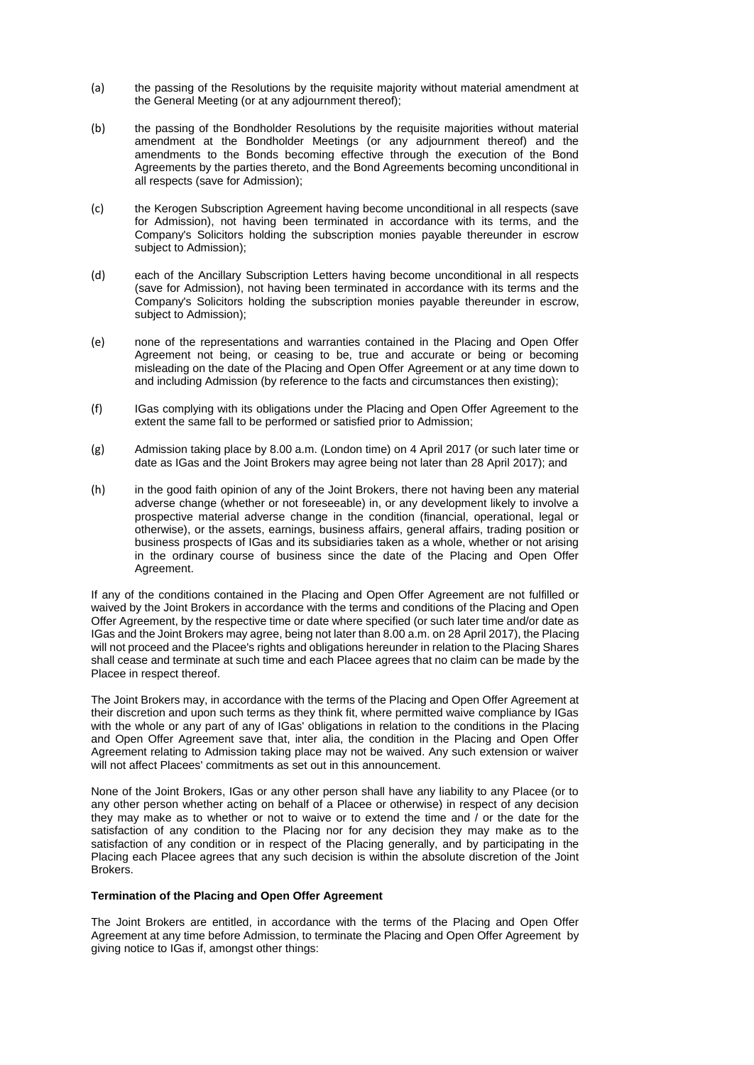(a) the passing of the Resolutions by the requisite majority without material amendment at the General Meeting (or at any adjournment thereof);

(b) the passing of the Bondholder Resolutions by the requisite majorities without material amendment at the Bondholder Meetings (or any adjournment thereof) and the amendments to the Bonds becoming effective through the execution of the Bond Agreements by the parties thereto, and the Bond Agreements becoming unconditional in all respects (save for Admission);

(c) the Kerogen Subscription Agreement having become unconditional in all respects (save for Admission), not having been terminated in accordance with its terms, and the Company's Solicitors holding the subscription monies payable thereunder in escrow subject to Admission);

(d) each of the Ancillary Subscription Letters having become unconditional in all respects (save for Admission), not having been terminated in accordance with its terms and the Company's Solicitors holding the subscription monies payable thereunder in escrow, subject to Admission);

(e) none of the representations and warranties contained in the Placing and Open Offer Agreement not being, or ceasing to be, true and accurate or being or becoming misleading on the date of the Placing and Open Offer Agreement or at any time down to and including Admission (by reference to the facts and circumstances then existing);

(f) IGas complying with its obligations under the Placing and Open Offer Agreement to the extent the same fall to be performed or satisfied prior to Admission;

(g) Admission taking place by 8.00 a.m. (London time) on 4 April 2017 (or such later time or date as IGas and the Joint Brokers may agree being not later than 28 April 2017); and

(h) in the good faith opinion of any of the Joint Brokers, there not having been any material adverse change (whether or not foreseeable) in, or any development likely to involve a prospective material adverse change in the condition (financial, operational, legal or otherwise), or the assets, earnings, business affairs, general affairs, trading position or business prospects of IGas and its subsidiaries taken as a whole, whether or not arising in the ordinary course of business since the date of the Placing and Open Offer Agreement.

If any of the conditions contained in the Placing and Open Offer Agreement are not fulfilled or waived by the Joint Brokers in accordance with the terms and conditions of the Placing and Open Offer Agreement, by the respective time or date where specified (or such later time and/or date as IGas and the Joint Brokers may agree, being not later than 8.00 a.m. on 28 April 2017), the Placing will not proceed and the Placee's rights and obligations hereunder in relation to the Placing Shares shall cease and terminate at such time and each Placee agrees that no claim can be made by the Placee in respect thereof.

The Joint Brokers may, in accordance with the terms of the Placing and Open Offer Agreement at their discretion and upon such terms as they think fit, where permitted waive compliance by IGas with the whole or any part of any of IGas' obligations in relation to the conditions in the Placing and Open Offer Agreement save that, inter alia, the condition in the Placing and Open Offer Agreement relating to Admission taking place may not be waived. Any such extension or waiver will not affect Placees' commitments as set out in this announcement.

None of the Joint Brokers, IGas or any other person shall have any liability to any Placee (or to any other person whether acting on behalf of a Placee or otherwise) in respect of any decision they may make as to whether or not to waive or to extend the time and / or the date for the satisfaction of any condition to the Placing nor for any decision they may make as to the satisfaction of any condition or in respect of the Placing generally, and by participating in the Placing each Placee agrees that any such decision is within the absolute discretion of the Joint Brokers.

**Termination of the Placing and Open Offer Agreement**

The Joint Brokers are entitled, in accordance with the terms of the Placing and Open Offer Agreement at any time before Admission, to terminate the Placing and Open Offer Agreement by giving notice to IGas if, amongst other things: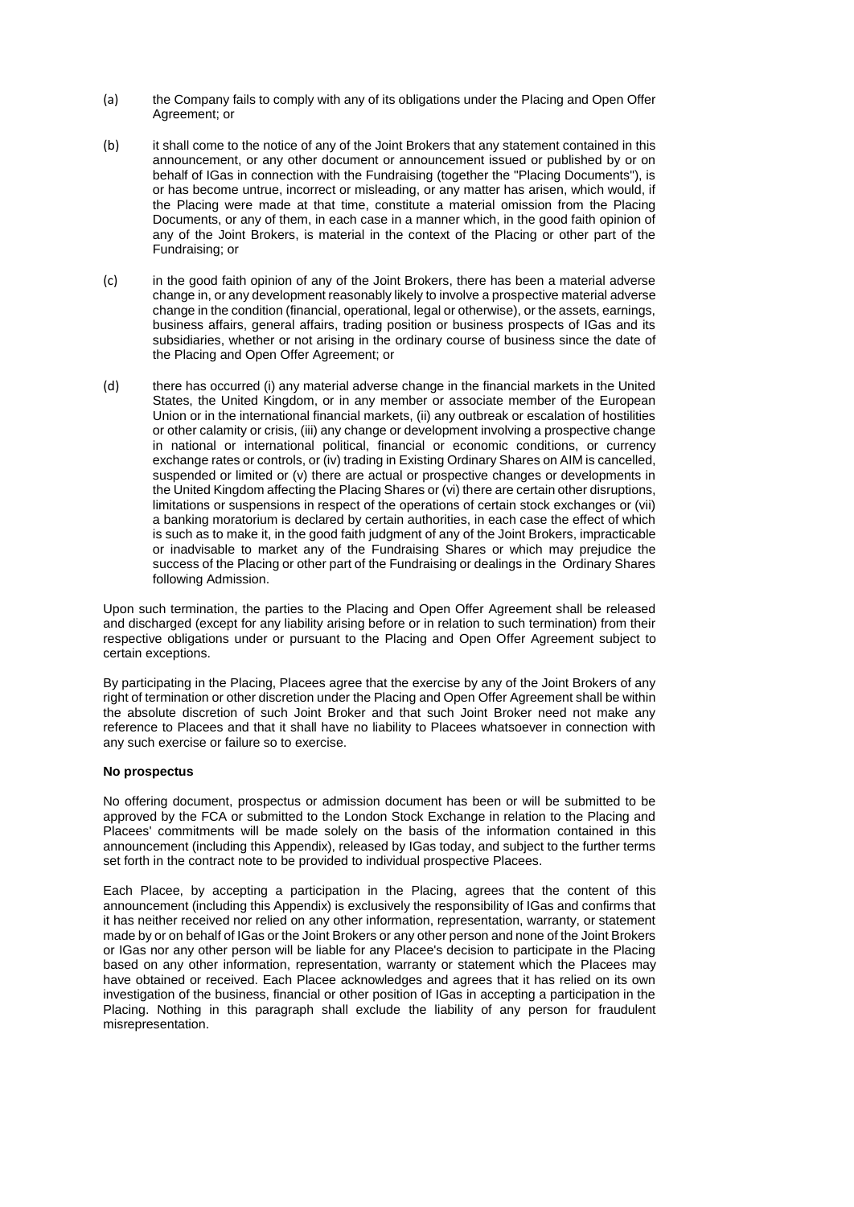(a) the Company fails to comply with any of its obligations under the Placing and Open Offer Agreement; or

(b) it shall come to the notice of any of the Joint Brokers that any statement contained in this announcement, or any other document or announcement issued or published by or on behalf of IGas in connection with the Fundraising (together the "Placing Documents"), is or has become untrue, incorrect or misleading, or any matter has arisen, which would, if the Placing were made at that time, constitute a material omission from the Placing Documents, or any of them, in each case in a manner which, in the good faith opinion of any of the Joint Brokers, is material in the context of the Placing or other part of the Fundraising; or

(c) in the good faith opinion of any of the Joint Brokers, there has been a material adverse change in, or any development reasonably likely to involve a prospective material adverse change in the condition (financial, operational, legal or otherwise), or the assets, earnings, business affairs, general affairs, trading position or business prospects of IGas and its subsidiaries, whether or not arising in the ordinary course of business since the date of the Placing and Open Offer Agreement; or

(d) there has occurred (i) any material adverse change in the financial markets in the United States, the United Kingdom, or in any member or associate member of the European Union or in the international financial markets, (ii) any outbreak or escalation of hostilities or other calamity or crisis, (iii) any change or development involving a prospective change in national or international political, financial or economic conditions, or currency exchange rates or controls, or (iv) trading in Existing Ordinary Shares on AIM is cancelled, suspended or limited or (v) there are actual or prospective changes or developments in the United Kingdom affecting the Placing Shares or (vi) there are certain other disruptions, limitations or suspensions in respect of the operations of certain stock exchanges or (vii) a banking moratorium is declared by certain authorities, in each case the effect of which is such as to make it, in the good faith judgment of any of the Joint Brokers, impracticable or inadvisable to market any of the Fundraising Shares or which may prejudice the success of the Placing or other part of the Fundraising or dealings in the Ordinary Shares following Admission.

Upon such termination, the parties to the Placing and Open Offer Agreement shall be released and discharged (except for any liability arising before or in relation to such termination) from their respective obligations under or pursuant to the Placing and Open Offer Agreement subject to certain exceptions.

By participating in the Placing, Placees agree that the exercise by any of the Joint Brokers of any right of termination or other discretion under the Placing and Open Offer Agreement shall be within the absolute discretion of such Joint Broker and that such Joint Broker need not make any reference to Placees and that it shall have no liability to Placees whatsoever in connection with any such exercise or failure so to exercise.

**No prospectus**

No offering document, prospectus or admission document has been or will be submitted to be approved by the FCA or submitted to the London Stock Exchange in relation to the Placing and Placees' commitments will be made solely on the basis of the information contained in this announcement (including this Appendix), released by IGas today, and subject to the further terms set forth in the contract note to be provided to individual prospective Placees.

Each Placee, by accepting a participation in the Placing, agrees that the content of this announcement (including this Appendix) is exclusively the responsibility of IGas and confirms that it has neither received nor relied on any other information, representation, warranty, or statement made by or on behalf of IGas or the Joint Brokers or any other person and none of the Joint Brokers or IGas nor any other person will be liable for any Placee's decision to participate in the Placing based on any other information, representation, warranty or statement which the Placees may have obtained or received. Each Placee acknowledges and agrees that it has relied on its own investigation of the business, financial or other position of IGas in accepting a participation in the Placing. Nothing in this paragraph shall exclude the liability of any person for fraudulent misrepresentation.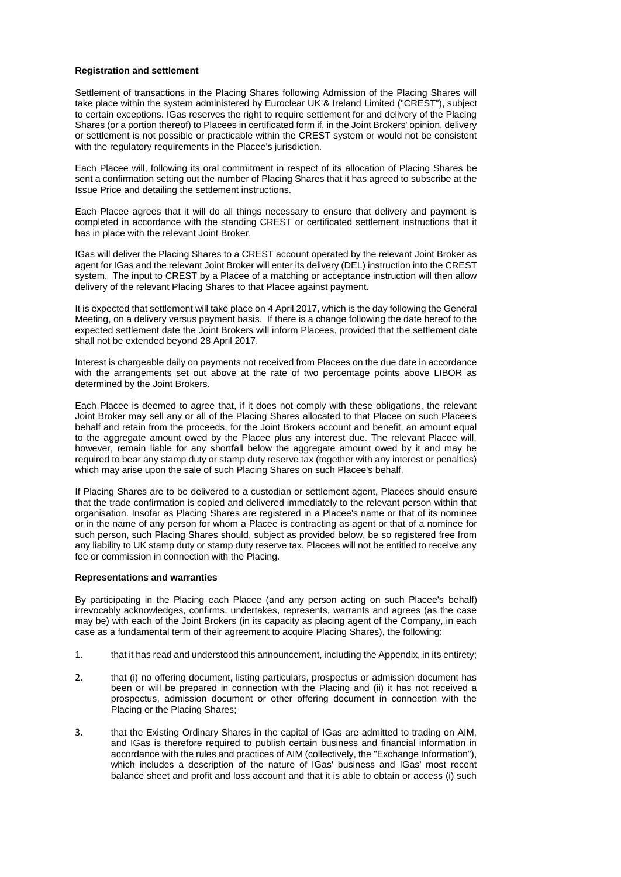**Registration and settlement**

Settlement of transactions in the Placing Shares following Admission of the Placing Shares will take place within the system administered by Euroclear UK & Ireland Limited ("CREST"), subject to certain exceptions. IGas reserves the right to require settlement for and delivery of the Placing Shares (or a portion thereof) to Placees in certificated form if, in the Joint Brokers' opinion, delivery or settlement is not possible or practicable within the CREST system or would not be consistent with the regulatory requirements in the Placee's jurisdiction.

Each Placee will, following its oral commitment in respect of its allocation of Placing Shares be sent a confirmation setting out the number of Placing Shares that it has agreed to subscribe at the Issue Price and detailing the settlement instructions.

Each Placee agrees that it will do all things necessary to ensure that delivery and payment is completed in accordance with the standing CREST or certificated settlement instructions that it has in place with the relevant Joint Broker.

IGas will deliver the Placing Shares to a CREST account operated by the relevant Joint Broker as agent for IGas and the relevant Joint Broker will enter its delivery (DEL) instruction into the CREST system. The input to CREST by a Placee of a matching or acceptance instruction will then allow delivery of the relevant Placing Shares to that Placee against payment.

It is expected that settlement will take place on 4 April 2017, which is the day following the General Meeting, on a delivery versus payment basis. If there is a change following the date hereof to the expected settlement date the Joint Brokers will inform Placees, provided that the settlement date shall not be extended beyond 28 April 2017.

Interest is chargeable daily on payments not received from Placees on the due date in accordance with the arrangements set out above at the rate of two percentage points above LIBOR as determined by the Joint Brokers.

Each Placee is deemed to agree that, if it does not comply with these obligations, the relevant Joint Broker may sell any or all of the Placing Shares allocated to that Placee on such Placee's behalf and retain from the proceeds, for the Joint Brokers account and benefit, an amount equal to the aggregate amount owed by the Placee plus any interest due. The relevant Placee will, however, remain liable for any shortfall below the aggregate amount owed by it and may be required to bear any stamp duty or stamp duty reserve tax (together with any interest or penalties) which may arise upon the sale of such Placing Shares on such Placee's behalf.

If Placing Shares are to be delivered to a custodian or settlement agent, Placees should ensure that the trade confirmation is copied and delivered immediately to the relevant person within that organisation. Insofar as Placing Shares are registered in a Placee's name or that of its nominee or in the name of any person for whom a Placee is contracting as agent or that of a nominee for such person, such Placing Shares should, subject as provided below, be so registered free from any liability to UK stamp duty or stamp duty reserve tax. Placees will not be entitled to receive any fee or commission in connection with the Placing.

**Representations and warranties**

By participating in the Placing each Placee (and any person acting on such Placee's behalf) irrevocably acknowledges, confirms, undertakes, represents, warrants and agrees (as the case may be) with each of the Joint Brokers (in its capacity as placing agent of the Company, in each case as a fundamental term of their agreement to acquire Placing Shares), the following:

1. that it has read and understood this announcement, including the Appendix, in its entirety;

2. that (i) no offering document, listing particulars, prospectus or admission document has been or will be prepared in connection with the Placing and (ii) it has not received a prospectus, admission document or other offering document in connection with the Placing or the Placing Shares;

3. that the Existing Ordinary Shares in the capital of IGas are admitted to trading on AIM, and IGas is therefore required to publish certain business and financial information in accordance with the rules and practices of AIM (collectively, the "Exchange Information"), which includes a description of the nature of IGas' business and IGas' most recent balance sheet and profit and loss account and that it is able to obtain or access (i) such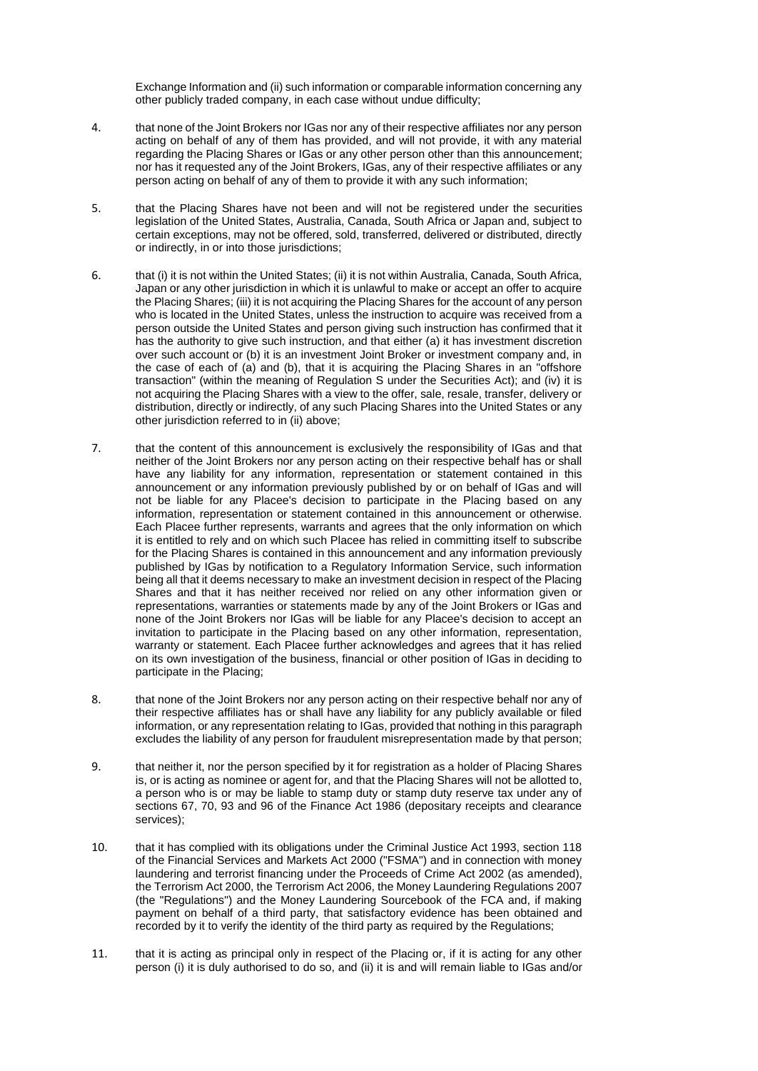Exchange Information and (ii) such information or comparable information concerning any other publicly traded company, in each case without undue difficulty;

4. that none of the Joint Brokers nor IGas nor any of their respective affiliates nor any person acting on behalf of any of them has provided, and will not provide, it with any material regarding the Placing Shares or IGas or any other person other than this announcement; nor has it requested any of the Joint Brokers, IGas, any of their respective affiliates or any person acting on behalf of any of them to provide it with any such information;

5. that the Placing Shares have not been and will not be registered under the securities legislation of the United States, Australia, Canada, South Africa or Japan and, subject to certain exceptions, may not be offered, sold, transferred, delivered or distributed, directly or indirectly, in or into those jurisdictions;

6. that (i) it is not within the United States; (ii) it is not within Australia, Canada, South Africa, Japan or any other jurisdiction in which it is unlawful to make or accept an offer to acquire the Placing Shares; (iii) it is not acquiring the Placing Shares for the account of any person who is located in the United States, unless the instruction to acquire was received from a person outside the United States and person giving such instruction has confirmed that it has the authority to give such instruction, and that either (a) it has investment discretion over such account or (b) it is an investment Joint Broker or investment company and, in the case of each of (a) and (b), that it is acquiring the Placing Shares in an "offshore transaction" (within the meaning of Regulation S under the Securities Act); and (iv) it is not acquiring the Placing Shares with a view to the offer, sale, resale, transfer, delivery or distribution, directly or indirectly, of any such Placing Shares into the United States or any other jurisdiction referred to in (ii) above;

7. that the content of this announcement is exclusively the responsibility of IGas and that neither of the Joint Brokers nor any person acting on their respective behalf has or shall have any liability for any information, representation or statement contained in this announcement or any information previously published by or on behalf of IGas and will not be liable for any Placee's decision to participate in the Placing based on any information, representation or statement contained in this announcement or otherwise. Each Placee further represents, warrants and agrees that the only information on which it is entitled to rely and on which such Placee has relied in committing itself to subscribe for the Placing Shares is contained in this announcement and any information previously published by IGas by notification to a Regulatory Information Service, such information being all that it deems necessary to make an investment decision in respect of the Placing Shares and that it has neither received nor relied on any other information given or representations, warranties or statements made by any of the Joint Brokers or IGas and none of the Joint Brokers nor IGas will be liable for any Placee's decision to accept an invitation to participate in the Placing based on any other information, representation, warranty or statement. Each Placee further acknowledges and agrees that it has relied on its own investigation of the business, financial or other position of IGas in deciding to participate in the Placing;

8. that none of the Joint Brokers nor any person acting on their respective behalf nor any of their respective affiliates has or shall have any liability for any publicly available or filed information, or any representation relating to IGas, provided that nothing in this paragraph excludes the liability of any person for fraudulent misrepresentation made by that person;

9. that neither it, nor the person specified by it for registration as a holder of Placing Shares is, or is acting as nominee or agent for, and that the Placing Shares will not be allotted to, a person who is or may be liable to stamp duty or stamp duty reserve tax under any of sections 67, 70, 93 and 96 of the Finance Act 1986 (depositary receipts and clearance services);

10. that it has complied with its obligations under the Criminal Justice Act 1993, section 118 of the Financial Services and Markets Act 2000 ("FSMA") and in connection with money laundering and terrorist financing under the Proceeds of Crime Act 2002 (as amended), the Terrorism Act 2000, the Terrorism Act 2006, the Money Laundering Regulations 2007 (the "Regulations") and the Money Laundering Sourcebook of the FCA and, if making payment on behalf of a third party, that satisfactory evidence has been obtained and recorded by it to verify the identity of the third party as required by the Regulations;

11. that it is acting as principal only in respect of the Placing or, if it is acting for any other person (i) it is duly authorised to do so, and (ii) it is and will remain liable to IGas and/or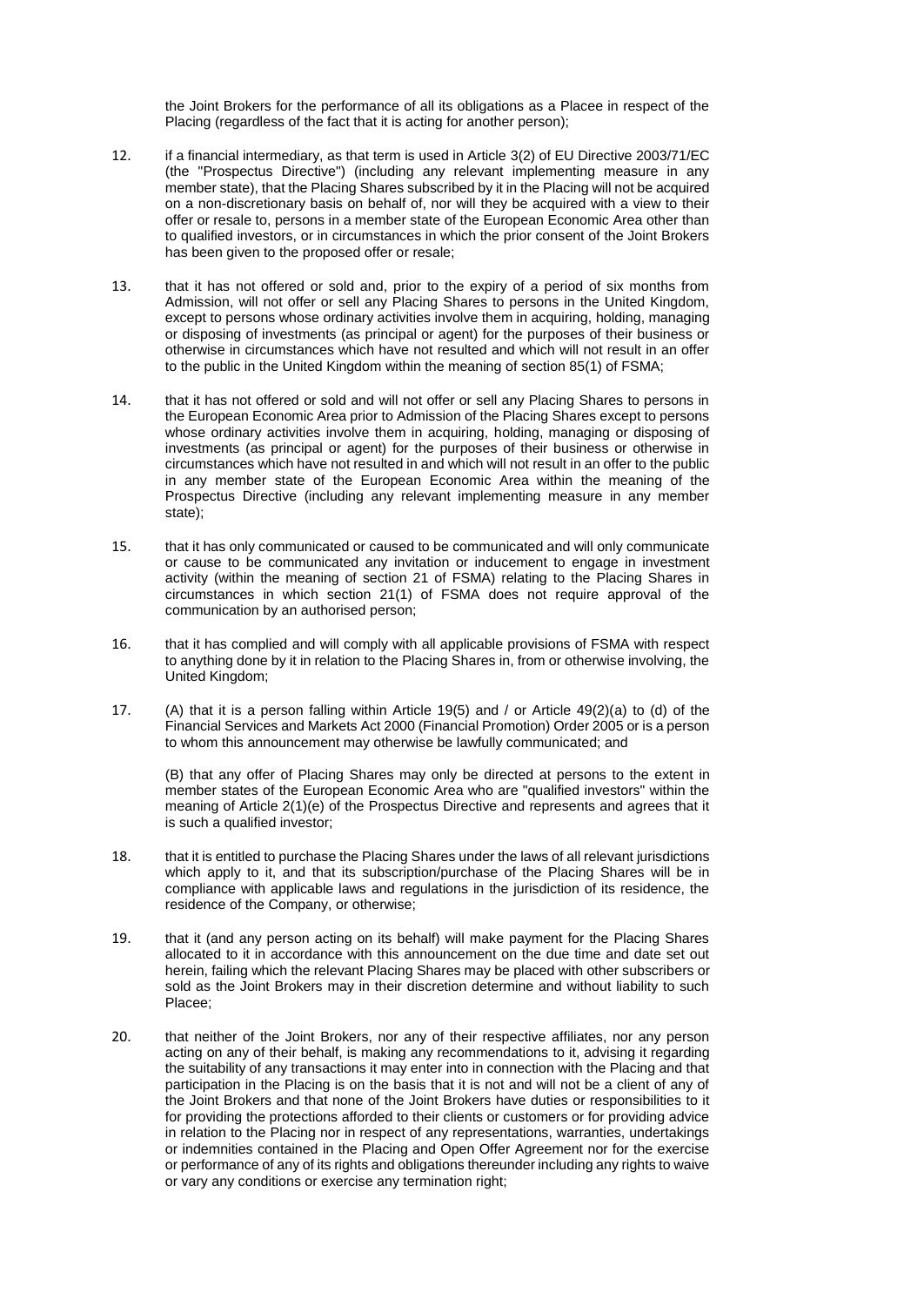the Joint Brokers for the performance of all its obligations as a Placee in respect of the Placing (regardless of the fact that it is acting for another person);

12. if a financial intermediary, as that term is used in Article 3(2) of EU Directive 2003/71/EC (the "Prospectus Directive") (including any relevant implementing measure in any member state), that the Placing Shares subscribed by it in the Placing will not be acquired on a non-discretionary basis on behalf of, nor will they be acquired with a view to their offer or resale to, persons in a member state of the European Economic Area other than to qualified investors, or in circumstances in which the prior consent of the Joint Brokers has been given to the proposed offer or resale;

13. that it has not offered or sold and, prior to the expiry of a period of six months from Admission, will not offer or sell any Placing Shares to persons in the United Kingdom, except to persons whose ordinary activities involve them in acquiring, holding, managing or disposing of investments (as principal or agent) for the purposes of their business or otherwise in circumstances which have not resulted and which will not result in an offer to the public in the United Kingdom within the meaning of section 85(1) of FSMA;

14. that it has not offered or sold and will not offer or sell any Placing Shares to persons in the European Economic Area prior to Admission of the Placing Shares except to persons whose ordinary activities involve them in acquiring, holding, managing or disposing of investments (as principal or agent) for the purposes of their business or otherwise in circumstances which have not resulted in and which will not result in an offer to the public in any member state of the European Economic Area within the meaning of the Prospectus Directive (including any relevant implementing measure in any member state);

15. that it has only communicated or caused to be communicated and will only communicate or cause to be communicated any invitation or inducement to engage in investment activity (within the meaning of section 21 of FSMA) relating to the Placing Shares in circumstances in which section 21(1) of FSMA does not require approval of the communication by an authorised person;

16. that it has complied and will comply with all applicable provisions of FSMA with respect to anything done by it in relation to the Placing Shares in, from or otherwise involving, the United Kingdom;

17. (A) that it is a person falling within Article 19(5) and / or Article 49(2)(a) to (d) of the Financial Services and Markets Act 2000 (Financial Promotion) Order 2005 or is a person to whom this announcement may otherwise be lawfully communicated; and

    (B) that any offer of Placing Shares may only be directed at persons to the extent in member states of the European Economic Area who are "qualified investors" within the meaning of Article 2(1)(e) of the Prospectus Directive and represents and agrees that it is such a qualified investor;

18. that it is entitled to purchase the Placing Shares under the laws of all relevant jurisdictions which apply to it, and that its subscription/purchase of the Placing Shares will be in compliance with applicable laws and regulations in the jurisdiction of its residence, the residence of the Company, or otherwise;

19. that it (and any person acting on its behalf) will make payment for the Placing Shares allocated to it in accordance with this announcement on the due time and date set out herein, failing which the relevant Placing Shares may be placed with other subscribers or sold as the Joint Brokers may in their discretion determine and without liability to such Placee;

20. that neither of the Joint Brokers, nor any of their respective affiliates, nor any person acting on any of their behalf, is making any recommendations to it, advising it regarding the suitability of any transactions it may enter into in connection with the Placing and that participation in the Placing is on the basis that it is not and will not be a client of any of the Joint Brokers and that none of the Joint Brokers have duties or responsibilities to it for providing the protections afforded to their clients or customers or for providing advice in relation to the Placing nor in respect of any representations, warranties, undertakings or indemnities contained in the Placing and Open Offer Agreement nor for the exercise or performance of any of its rights and obligations thereunder including any rights to waive or vary any conditions or exercise any termination right;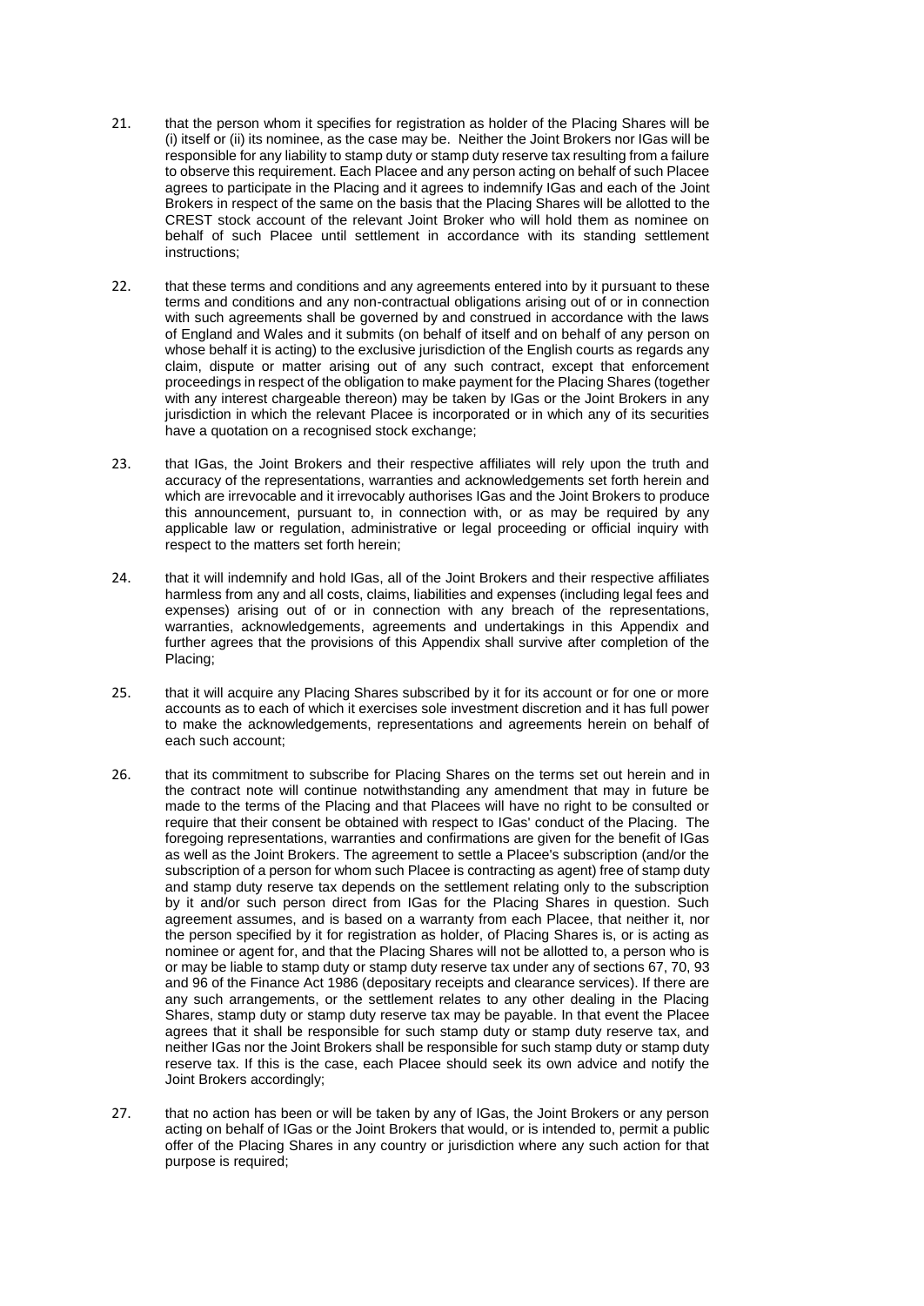21. that the person whom it specifies for registration as holder of the Placing Shares will be (i) itself or (ii) its nominee, as the case may be. Neither the Joint Brokers nor IGas will be responsible for any liability to stamp duty or stamp duty reserve tax resulting from a failure to observe this requirement. Each Placee and any person acting on behalf of such Placee agrees to participate in the Placing and it agrees to indemnify IGas and each of the Joint Brokers in respect of the same on the basis that the Placing Shares will be allotted to the CREST stock account of the relevant Joint Broker who will hold them as nominee on behalf of such Placee until settlement in accordance with its standing settlement instructions;

22. that these terms and conditions and any agreements entered into by it pursuant to these terms and conditions and any non-contractual obligations arising out of or in connection with such agreements shall be governed by and construed in accordance with the laws of England and Wales and it submits (on behalf of itself and on behalf of any person on whose behalf it is acting) to the exclusive jurisdiction of the English courts as regards any claim, dispute or matter arising out of any such contract, except that enforcement proceedings in respect of the obligation to make payment for the Placing Shares (together with any interest chargeable thereon) may be taken by IGas or the Joint Brokers in any jurisdiction in which the relevant Placee is incorporated or in which any of its securities have a quotation on a recognised stock exchange;

23. that IGas, the Joint Brokers and their respective affiliates will rely upon the truth and accuracy of the representations, warranties and acknowledgements set forth herein and which are irrevocable and it irrevocably authorises IGas and the Joint Brokers to produce this announcement, pursuant to, in connection with, or as may be required by any applicable law or regulation, administrative or legal proceeding or official inquiry with respect to the matters set forth herein;

24. that it will indemnify and hold IGas, all of the Joint Brokers and their respective affiliates harmless from any and all costs, claims, liabilities and expenses (including legal fees and expenses) arising out of or in connection with any breach of the representations, warranties, acknowledgements, agreements and undertakings in this Appendix and further agrees that the provisions of this Appendix shall survive after completion of the Placing;

25. that it will acquire any Placing Shares subscribed by it for its account or for one or more accounts as to each of which it exercises sole investment discretion and it has full power to make the acknowledgements, representations and agreements herein on behalf of each such account;

26. that its commitment to subscribe for Placing Shares on the terms set out herein and in the contract note will continue notwithstanding any amendment that may in future be made to the terms of the Placing and that Placees will have no right to be consulted or require that their consent be obtained with respect to IGas' conduct of the Placing. The foregoing representations, warranties and confirmations are given for the benefit of IGas as well as the Joint Brokers. The agreement to settle a Placee's subscription (and/or the subscription of a person for whom such Placee is contracting as agent) free of stamp duty and stamp duty reserve tax depends on the settlement relating only to the subscription by it and/or such person direct from IGas for the Placing Shares in question. Such agreement assumes, and is based on a warranty from each Placee, that neither it, nor the person specified by it for registration as holder, of Placing Shares is, or is acting as nominee or agent for, and that the Placing Shares will not be allotted to, a person who is or may be liable to stamp duty or stamp duty reserve tax under any of sections 67, 70, 93 and 96 of the Finance Act 1986 (depositary receipts and clearance services). If there are any such arrangements, or the settlement relates to any other dealing in the Placing Shares, stamp duty or stamp duty reserve tax may be payable. In that event the Placee agrees that it shall be responsible for such stamp duty or stamp duty reserve tax, and neither IGas nor the Joint Brokers shall be responsible for such stamp duty or stamp duty reserve tax. If this is the case, each Placee should seek its own advice and notify the Joint Brokers accordingly;

27. that no action has been or will be taken by any of IGas, the Joint Brokers or any person acting on behalf of IGas or the Joint Brokers that would, or is intended to, permit a public offer of the Placing Shares in any country or jurisdiction where any such action for that purpose is required;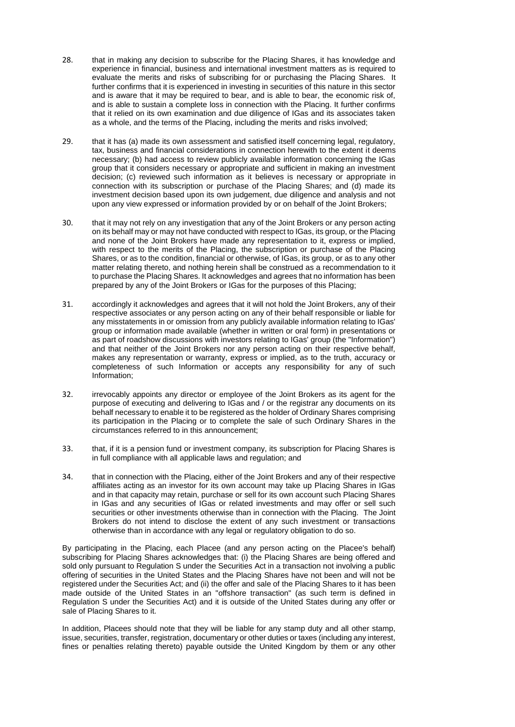28. that in making any decision to subscribe for the Placing Shares, it has knowledge and experience in financial, business and international investment matters as is required to evaluate the merits and risks of subscribing for or purchasing the Placing Shares. It further confirms that it is experienced in investing in securities of this nature in this sector and is aware that it may be required to bear, and is able to bear, the economic risk of, and is able to sustain a complete loss in connection with the Placing. It further confirms that it relied on its own examination and due diligence of IGas and its associates taken as a whole, and the terms of the Placing, including the merits and risks involved;

29. that it has (a) made its own assessment and satisfied itself concerning legal, regulatory, tax, business and financial considerations in connection herewith to the extent it deems necessary; (b) had access to review publicly available information concerning the IGas group that it considers necessary or appropriate and sufficient in making an investment decision; (c) reviewed such information as it believes is necessary or appropriate in connection with its subscription or purchase of the Placing Shares; and (d) made its investment decision based upon its own judgement, due diligence and analysis and not upon any view expressed or information provided by or on behalf of the Joint Brokers;

30. that it may not rely on any investigation that any of the Joint Brokers or any person acting on its behalf may or may not have conducted with respect to IGas, its group, or the Placing and none of the Joint Brokers have made any representation to it, express or implied, with respect to the merits of the Placing, the subscription or purchase of the Placing Shares, or as to the condition, financial or otherwise, of IGas, its group, or as to any other matter relating thereto, and nothing herein shall be construed as a recommendation to it to purchase the Placing Shares. It acknowledges and agrees that no information has been prepared by any of the Joint Brokers or IGas for the purposes of this Placing;

31. accordingly it acknowledges and agrees that it will not hold the Joint Brokers, any of their respective associates or any person acting on any of their behalf responsible or liable for any misstatements in or omission from any publicly available information relating to IGas' group or information made available (whether in written or oral form) in presentations or as part of roadshow discussions with investors relating to IGas' group (the "Information") and that neither of the Joint Brokers nor any person acting on their respective behalf, makes any representation or warranty, express or implied, as to the truth, accuracy or completeness of such Information or accepts any responsibility for any of such Information;

32. irrevocably appoints any director or employee of the Joint Brokers as its agent for the purpose of executing and delivering to IGas and / or the registrar any documents on its behalf necessary to enable it to be registered as the holder of Ordinary Shares comprising its participation in the Placing or to complete the sale of such Ordinary Shares in the circumstances referred to in this announcement;

33. that, if it is a pension fund or investment company, its subscription for Placing Shares is in full compliance with all applicable laws and regulation; and

34. that in connection with the Placing, either of the Joint Brokers and any of their respective affiliates acting as an investor for its own account may take up Placing Shares in IGas and in that capacity may retain, purchase or sell for its own account such Placing Shares in IGas and any securities of IGas or related investments and may offer or sell such securities or other investments otherwise than in connection with the Placing. The Joint Brokers do not intend to disclose the extent of any such investment or transactions otherwise than in accordance with any legal or regulatory obligation to do so.

By participating in the Placing, each Placee (and any person acting on the Placee's behalf) subscribing for Placing Shares acknowledges that: (i) the Placing Shares are being offered and sold only pursuant to Regulation S under the Securities Act in a transaction not involving a public offering of securities in the United States and the Placing Shares have not been and will not be registered under the Securities Act; and (ii) the offer and sale of the Placing Shares to it has been made outside of the United States in an "offshore transaction" (as such term is defined in Regulation S under the Securities Act) and it is outside of the United States during any offer or sale of Placing Shares to it.

In addition, Placees should note that they will be liable for any stamp duty and all other stamp, issue, securities, transfer, registration, documentary or other duties or taxes (including any interest, fines or penalties relating thereto) payable outside the United Kingdom by them or any other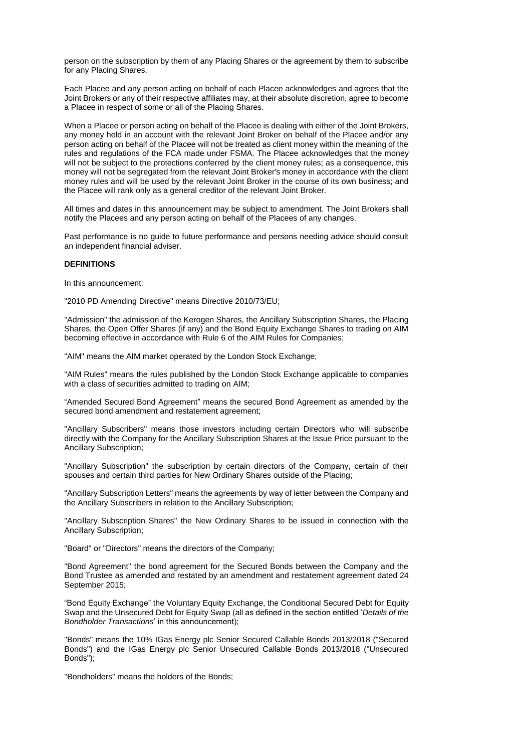person on the subscription by them of any Placing Shares or the agreement by them to subscribe for any Placing Shares.

Each Placee and any person acting on behalf of each Placee acknowledges and agrees that the Joint Brokers or any of their respective affiliates may, at their absolute discretion, agree to become a Placee in respect of some or all of the Placing Shares.

When a Placee or person acting on behalf of the Placee is dealing with either of the Joint Brokers, any money held in an account with the relevant Joint Broker on behalf of the Placee and/or any person acting on behalf of the Placee will not be treated as client money within the meaning of the rules and regulations of the FCA made under FSMA. The Placee acknowledges that the money will not be subject to the protections conferred by the client money rules; as a consequence, this money will not be segregated from the relevant Joint Broker's money in accordance with the client money rules and will be used by the relevant Joint Broker in the course of its own business; and the Placee will rank only as a general creditor of the relevant Joint Broker.

All times and dates in this announcement may be subject to amendment. The Joint Brokers shall notify the Placees and any person acting on behalf of the Placees of any changes.

Past performance is no guide to future performance and persons needing advice should consult an independent financial adviser.

**DEFINITIONS**

In this announcement:

"2010 PD Amending Directive" means Directive 2010/73/EU;

"Admission" the admission of the Kerogen Shares, the Ancillary Subscription Shares, the Placing Shares, the Open Offer Shares (if any) and the Bond Equity Exchange Shares to trading on AIM becoming effective in accordance with Rule 6 of the AIM Rules for Companies;

"AIM" means the AIM market operated by the London Stock Exchange;

"AIM Rules" means the rules published by the London Stock Exchange applicable to companies with a class of securities admitted to trading on AIM;

“Amended Secured Bond Agreement” means the secured Bond Agreement as amended by the secured bond amendment and restatement agreement;

"Ancillary Subscribers" means those investors including certain Directors who will subscribe directly with the Company for the Ancillary Subscription Shares at the Issue Price pursuant to the Ancillary Subscription;

"Ancillary Subscription" the subscription by certain directors of the Company, certain of their spouses and certain third parties for New Ordinary Shares outside of the Placing;

"Ancillary Subscription Letters" means the agreements by way of letter between the Company and the Ancillary Subscribers in relation to the Ancillary Subscription;

"Ancillary Subscription Shares" the New Ordinary Shares to be issued in connection with the Ancillary Subscription;

"Board" or "Directors" means the directors of the Company;

"Bond Agreement" the bond agreement for the Secured Bonds between the Company and the Bond Trustee as amended and restated by an amendment and restatement agreement dated 24 September 2015;

“Bond Equity Exchange” the Voluntary Equity Exchange, the Conditional Secured Debt for Equity Swap and the Unsecured Debt for Equity Swap (all as defined in the section entitled ‘*Details of the Bondholder Transactions*’ in this announcement);

"Bonds" means the 10% IGas Energy plc Senior Secured Callable Bonds 2013/2018 ("Secured Bonds") and the IGas Energy plc Senior Unsecured Callable Bonds 2013/2018 ("Unsecured Bonds");

"Bondholders" means the holders of the Bonds;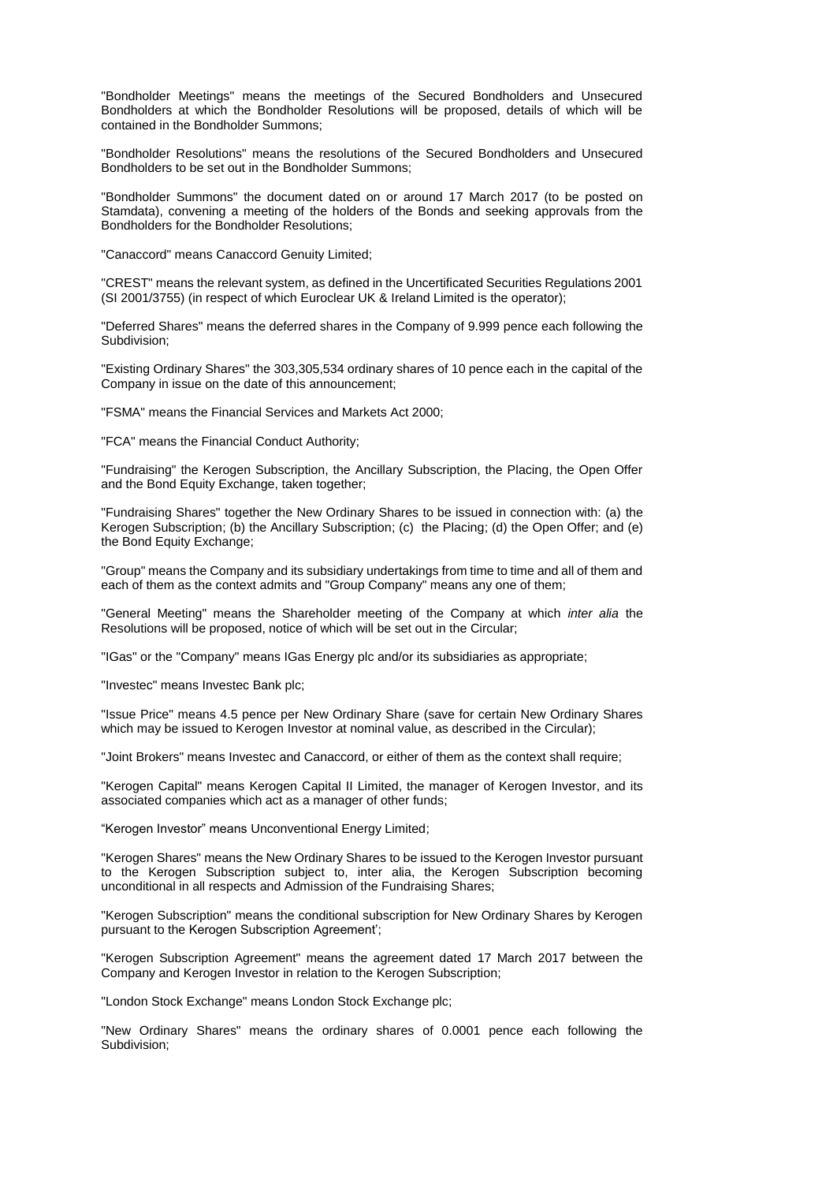"Bondholder Meetings" means the meetings of the Secured Bondholders and Unsecured Bondholders at which the Bondholder Resolutions will be proposed, details of which will be contained in the Bondholder Summons;

"Bondholder Resolutions" means the resolutions of the Secured Bondholders and Unsecured Bondholders to be set out in the Bondholder Summons;

"Bondholder Summons" the document dated on or around 17 March 2017 (to be posted on Stamdata), convening a meeting of the holders of the Bonds and seeking approvals from the Bondholders for the Bondholder Resolutions;

"Canaccord" means Canaccord Genuity Limited;

"CREST" means the relevant system, as defined in the Uncertificated Securities Regulations 2001 (SI 2001/3755) (in respect of which Euroclear UK & Ireland Limited is the operator);

"Deferred Shares" means the deferred shares in the Company of 9.999 pence each following the Subdivision;

"Existing Ordinary Shares" the 303,305,534 ordinary shares of 10 pence each in the capital of the Company in issue on the date of this announcement;

"FSMA" means the Financial Services and Markets Act 2000;

"FCA" means the Financial Conduct Authority;

"Fundraising" the Kerogen Subscription, the Ancillary Subscription, the Placing, the Open Offer and the Bond Equity Exchange, taken together;

"Fundraising Shares" together the New Ordinary Shares to be issued in connection with: (a) the Kerogen Subscription; (b) the Ancillary Subscription; (c) the Placing; (d) the Open Offer; and (e) the Bond Equity Exchange;

"Group" means the Company and its subsidiary undertakings from time to time and all of them and each of them as the context admits and "Group Company" means any one of them;

"General Meeting" means the Shareholder meeting of the Company at which *inter alia* the Resolutions will be proposed, notice of which will be set out in the Circular;

"IGas" or the "Company" means IGas Energy plc and/or its subsidiaries as appropriate;

"Investec" means Investec Bank plc;

"Issue Price" means 4.5 pence per New Ordinary Share (save for certain New Ordinary Shares which may be issued to Kerogen Investor at nominal value, as described in the Circular);

"Joint Brokers" means Investec and Canaccord, or either of them as the context shall require;

"Kerogen Capital" means Kerogen Capital II Limited, the manager of Kerogen Investor, and its associated companies which act as a manager of other funds;

"Kerogen Investor" means Unconventional Energy Limited;

"Kerogen Shares" means the New Ordinary Shares to be issued to the Kerogen Investor pursuant to the Kerogen Subscription subject to, inter alia, the Kerogen Subscription becoming unconditional in all respects and Admission of the Fundraising Shares;

"Kerogen Subscription" means the conditional subscription for New Ordinary Shares by Kerogen pursuant to the Kerogen Subscription Agreement';

"Kerogen Subscription Agreement" means the agreement dated 17 March 2017 between the Company and Kerogen Investor in relation to the Kerogen Subscription;

"London Stock Exchange" means London Stock Exchange plc;

"New Ordinary Shares" means the ordinary shares of 0.0001 pence each following the Subdivision;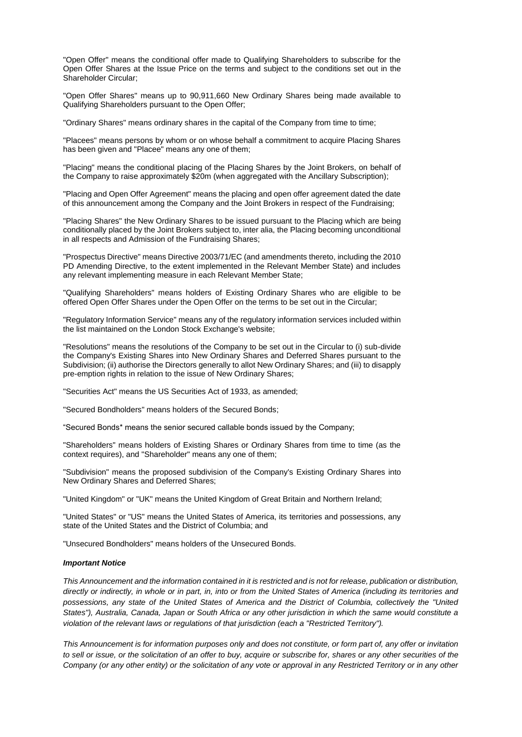"Open Offer" means the conditional offer made to Qualifying Shareholders to subscribe for the Open Offer Shares at the Issue Price on the terms and subject to the conditions set out in the Shareholder Circular;

"Open Offer Shares" means up to 90,911,660 New Ordinary Shares being made available to Qualifying Shareholders pursuant to the Open Offer;

"Ordinary Shares" means ordinary shares in the capital of the Company from time to time;

"Placees" means persons by whom or on whose behalf a commitment to acquire Placing Shares has been given and "Placee" means any one of them;

"Placing" means the conditional placing of the Placing Shares by the Joint Brokers, on behalf of the Company to raise approximately $20m (when aggregated with the Ancillary Subscription);

"Placing and Open Offer Agreement" means the placing and open offer agreement dated the date of this announcement among the Company and the Joint Brokers in respect of the Fundraising;

"Placing Shares" the New Ordinary Shares to be issued pursuant to the Placing which are being conditionally placed by the Joint Brokers subject to, inter alia, the Placing becoming unconditional in all respects and Admission of the Fundraising Shares;

"Prospectus Directive" means Directive 2003/71/EC (and amendments thereto, including the 2010 PD Amending Directive, to the extent implemented in the Relevant Member State) and includes any relevant implementing measure in each Relevant Member State;

"Qualifying Shareholders" means holders of Existing Ordinary Shares who are eligible to be offered Open Offer Shares under the Open Offer on the terms to be set out in the Circular;

"Regulatory Information Service" means any of the regulatory information services included within the list maintained on the London Stock Exchange's website;

"Resolutions" means the resolutions of the Company to be set out in the Circular to (i) sub-divide the Company's Existing Shares into New Ordinary Shares and Deferred Shares pursuant to the Subdivision; (ii) authorise the Directors generally to allot New Ordinary Shares; and (iii) to disapply pre-emption rights in relation to the issue of New Ordinary Shares;

"Securities Act" means the US Securities Act of 1933, as amended;

"Secured Bondholders" means holders of the Secured Bonds;

"Secured Bonds* means the senior secured callable bonds issued by the Company;

"Shareholders" means holders of Existing Shares or Ordinary Shares from time to time (as the context requires), and "Shareholder" means any one of them;

"Subdivision" means the proposed subdivision of the Company's Existing Ordinary Shares into New Ordinary Shares and Deferred Shares;

"United Kingdom" or "UK" means the United Kingdom of Great Britain and Northern Ireland;

"United States" or "US" means the United States of America, its territories and possessions, any state of the United States and the District of Columbia; and

"Unsecured Bondholders" means holders of the Unsecured Bonds.

***Important Notice***

*This Announcement and the information contained in it is restricted and is not for release, publication or distribution, directly or indirectly, in whole or in part, in, into or from the United States of America (including its territories and possessions, any state of the United States of America and the District of Columbia, collectively the "United States"), Australia, Canada, Japan or South Africa or any other jurisdiction in which the same would constitute a violation of the relevant laws or regulations of that jurisdiction (each a "Restricted Territory").*

*This Announcement is for information purposes only and does not constitute, or form part of, any offer or invitation to sell or issue, or the solicitation of an offer to buy, acquire or subscribe for, shares or any other securities of the Company (or any other entity) or the solicitation of any vote or approval in any Restricted Territory or in any other*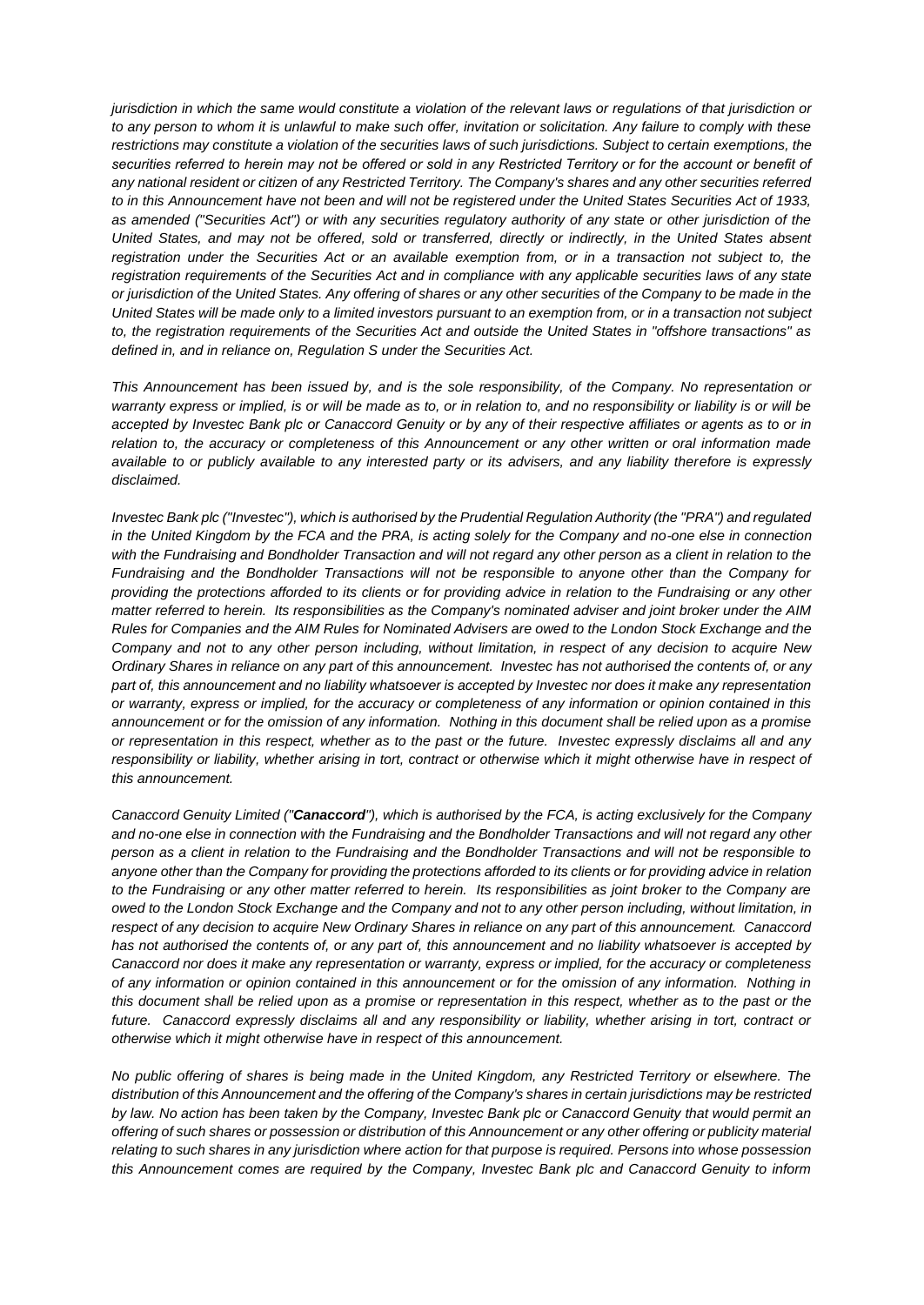*jurisdiction in which the same would constitute a violation of the relevant laws or regulations of that jurisdiction or to any person to whom it is unlawful to make such offer, invitation or solicitation. Any failure to comply with these restrictions may constitute a violation of the securities laws of such jurisdictions. Subject to certain exemptions, the securities referred to herein may not be offered or sold in any Restricted Territory or for the account or benefit of any national resident or citizen of any Restricted Territory. The Company's shares and any other securities referred to in this Announcement have not been and will not be registered under the United States Securities Act of 1933, as amended ("Securities Act") or with any securities regulatory authority of any state or other jurisdiction of the United States, and may not be offered, sold or transferred, directly or indirectly, in the United States absent registration under the Securities Act or an available exemption from, or in a transaction not subject to, the registration requirements of the Securities Act and in compliance with any applicable securities laws of any state or jurisdiction of the United States. Any offering of shares or any other securities of the Company to be made in the United States will be made only to a limited investors pursuant to an exemption from, or in a transaction not subject to, the registration requirements of the Securities Act and outside the United States in "offshore transactions" as defined in, and in reliance on, Regulation S under the Securities Act.*

*This Announcement has been issued by, and is the sole responsibility, of the Company. No representation or warranty express or implied, is or will be made as to, or in relation to, and no responsibility or liability is or will be accepted by Investec Bank plc or Canaccord Genuity or by any of their respective affiliates or agents as to or in relation to, the accuracy or completeness of this Announcement or any other written or oral information made available to or publicly available to any interested party or its advisers, and any liability therefore is expressly disclaimed.*

*Investec Bank plc ("Investec"), which is authorised by the Prudential Regulation Authority (the "PRA") and regulated in the United Kingdom by the FCA and the PRA, is acting solely for the Company and no-one else in connection with the Fundraising and Bondholder Transaction and will not regard any other person as a client in relation to the Fundraising and the Bondholder Transactions will not be responsible to anyone other than the Company for providing the protections afforded to its clients or for providing advice in relation to the Fundraising or any other matter referred to herein. Its responsibilities as the Company's nominated adviser and joint broker under the AIM Rules for Companies and the AIM Rules for Nominated Advisers are owed to the London Stock Exchange and the Company and not to any other person including, without limitation, in respect of any decision to acquire New Ordinary Shares in reliance on any part of this announcement. Investec has not authorised the contents of, or any part of, this announcement and no liability whatsoever is accepted by Investec nor does it make any representation or warranty, express or implied, for the accuracy or completeness of any information or opinion contained in this announcement or for the omission of any information. Nothing in this document shall be relied upon as a promise or representation in this respect, whether as to the past or the future. Investec expressly disclaims all and any responsibility or liability, whether arising in tort, contract or otherwise which it might otherwise have in respect of this announcement.*

*Canaccord Genuity Limited ("**Canaccord**"), which is authorised by the FCA, is acting exclusively for the Company and no-one else in connection with the Fundraising and the Bondholder Transactions and will not regard any other person as a client in relation to the Fundraising and the Bondholder Transactions and will not be responsible to anyone other than the Company for providing the protections afforded to its clients or for providing advice in relation to the Fundraising or any other matter referred to herein. Its responsibilities as joint broker to the Company are owed to the London Stock Exchange and the Company and not to any other person including, without limitation, in respect of any decision to acquire New Ordinary Shares in reliance on any part of this announcement. Canaccord has not authorised the contents of, or any part of, this announcement and no liability whatsoever is accepted by Canaccord nor does it make any representation or warranty, express or implied, for the accuracy or completeness of any information or opinion contained in this announcement or for the omission of any information. Nothing in this document shall be relied upon as a promise or representation in this respect, whether as to the past or the future. Canaccord expressly disclaims all and any responsibility or liability, whether arising in tort, contract or otherwise which it might otherwise have in respect of this announcement.*

*No public offering of shares is being made in the United Kingdom, any Restricted Territory or elsewhere. The distribution of this Announcement and the offering of the Company's shares in certain jurisdictions may be restricted by law. No action has been taken by the Company, Investec Bank plc or Canaccord Genuity that would permit an offering of such shares or possession or distribution of this Announcement or any other offering or publicity material relating to such shares in any jurisdiction where action for that purpose is required. Persons into whose possession this Announcement comes are required by the Company, Investec Bank plc and Canaccord Genuity to inform*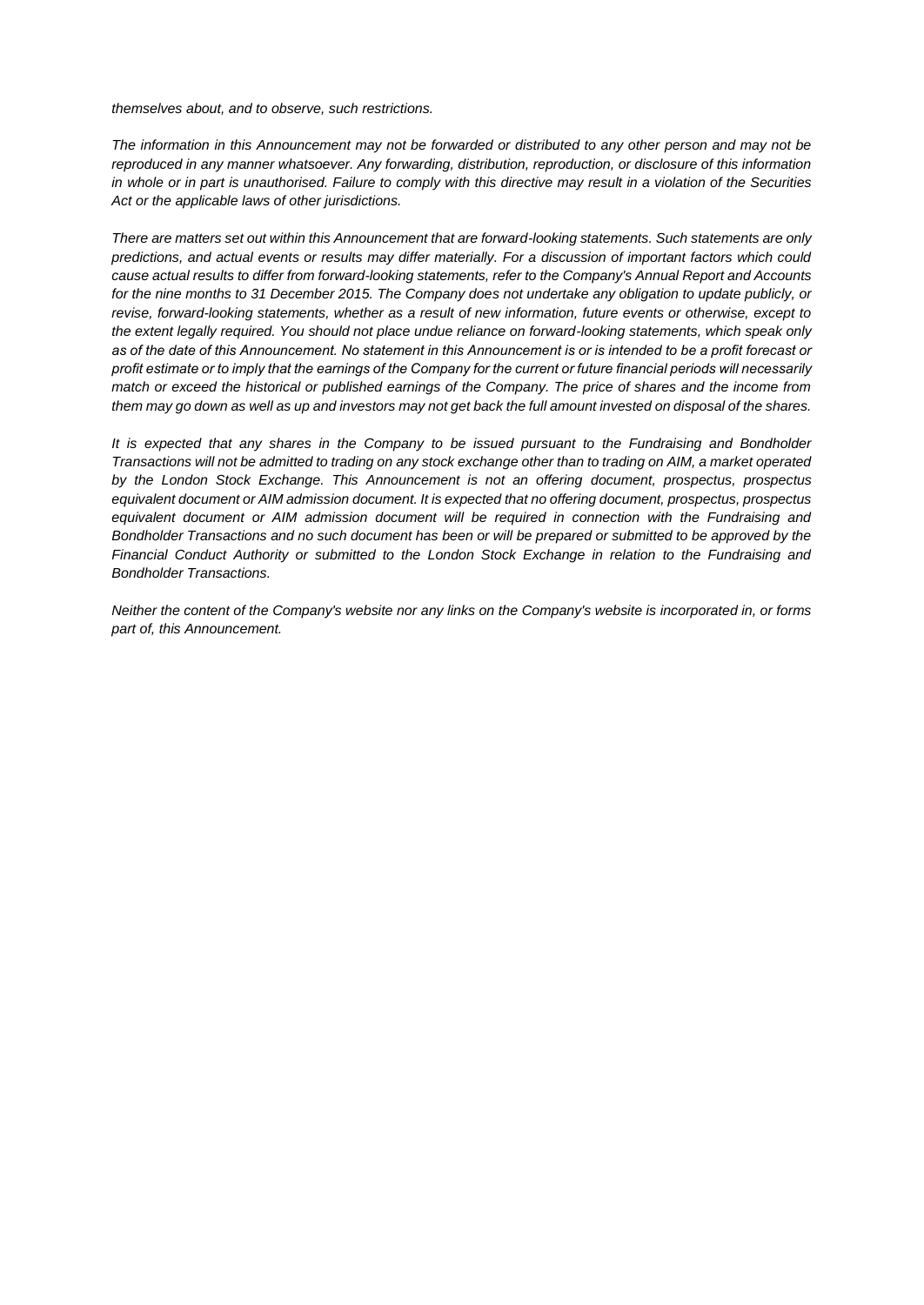*themselves about, and to observe, such restrictions.*

*The information in this Announcement may not be forwarded or distributed to any other person and may not be reproduced in any manner whatsoever. Any forwarding, distribution, reproduction, or disclosure of this information in whole or in part is unauthorised. Failure to comply with this directive may result in a violation of the Securities Act or the applicable laws of other jurisdictions.*

*There are matters set out within this Announcement that are forward-looking statements. Such statements are only predictions, and actual events or results may differ materially. For a discussion of important factors which could cause actual results to differ from forward-looking statements, refer to the Company's Annual Report and Accounts for the nine months to 31 December 2015. The Company does not undertake any obligation to update publicly, or revise, forward-looking statements, whether as a result of new information, future events or otherwise, except to the extent legally required. You should not place undue reliance on forward-looking statements, which speak only as of the date of this Announcement. No statement in this Announcement is or is intended to be a profit forecast or profit estimate or to imply that the earnings of the Company for the current or future financial periods will necessarily match or exceed the historical or published earnings of the Company. The price of shares and the income from them may go down as well as up and investors may not get back the full amount invested on disposal of the shares.*

*It is expected that any shares in the Company to be issued pursuant to the Fundraising and Bondholder Transactions will not be admitted to trading on any stock exchange other than to trading on AIM, a market operated by the London Stock Exchange. This Announcement is not an offering document, prospectus, prospectus equivalent document or AIM admission document. It is expected that no offering document, prospectus, prospectus equivalent document or AIM admission document will be required in connection with the Fundraising and Bondholder Transactions and no such document has been or will be prepared or submitted to be approved by the Financial Conduct Authority or submitted to the London Stock Exchange in relation to the Fundraising and Bondholder Transactions.*

*Neither the content of the Company's website nor any links on the Company's website is incorporated in, or forms part of, this Announcement.*